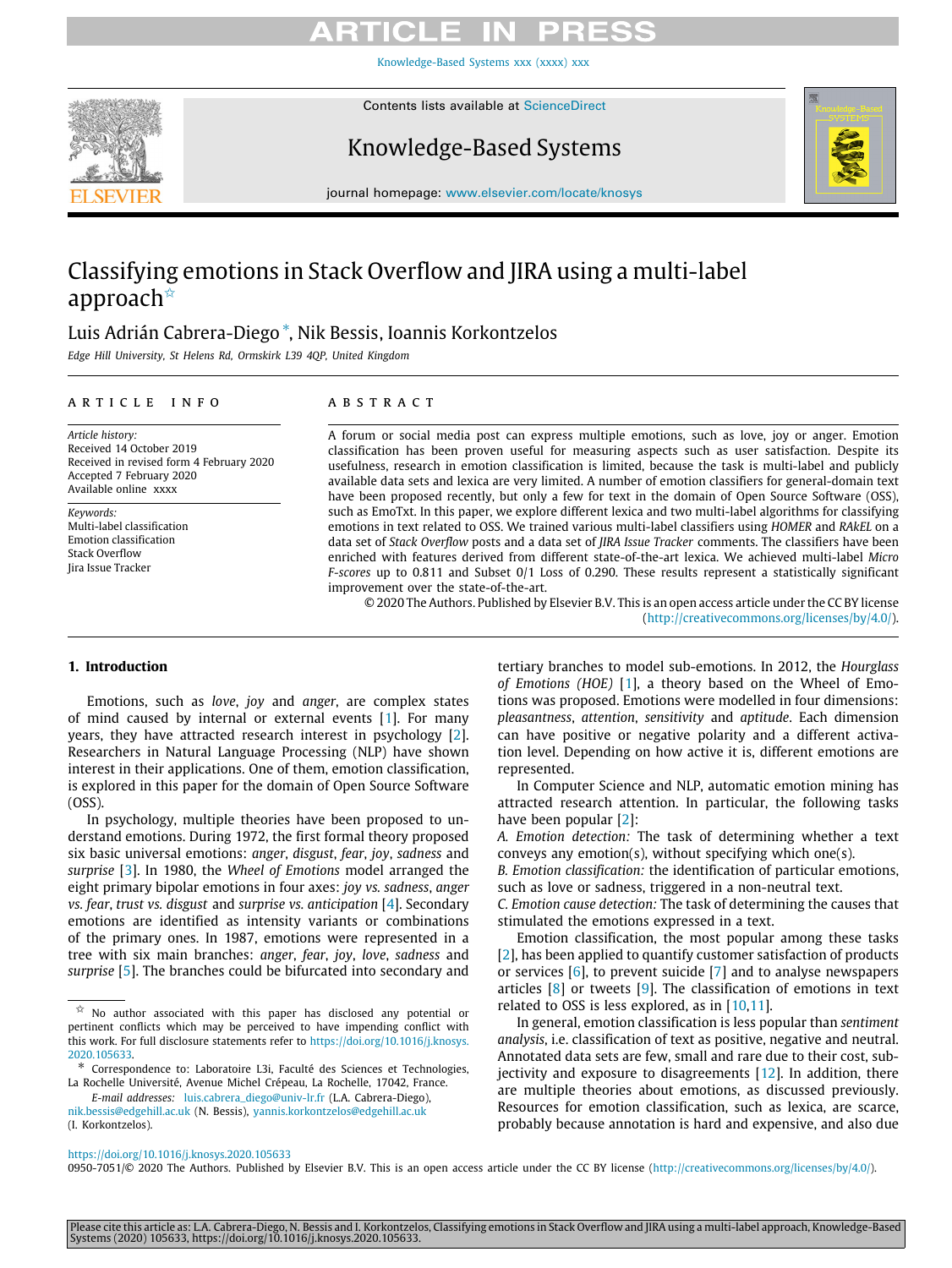# Classifying emotions in Stack Overflow and JIRA using a multi-label approach ☆

Luis Adrián Cabrera-Diego *, Nik Bessis, Ioannis Korkontzelos

*Edge Hill University, St Helens Rd, Ormskirk L39 4QP, United Kingdom*

## ARTICLE INFO

*Article history:*
Received 14 October 2019
Received in revised form 4 February 2020
Accepted 7 February 2020
Available online xxxx

*Keywords:*
Multi-label classification
Emotion classification
Stack Overflow
Jira Issue Tracker

## ABSTRACT

A forum or social media post can express multiple emotions, such as love, joy or anger. Emotion classification has been proven useful for measuring aspects such as user satisfaction. Despite its usefulness, research in emotion classification is limited, because the task is multi-label and publicly available data sets and lexica are very limited. A number of emotion classifiers for general-domain text have been proposed recently, but only a few for text in the domain of Open Source Software (OSS), such as EmoTxt. In this paper, we explore different lexica and two multi-label algorithms for classifying emotions in text related to OSS. We trained various multi-label classifiers using *HOMER* and *RAkEL* on a data set of *Stack Overflow* posts and a data set of *JIRA Issue Tracker* comments. The classifiers have been enriched with features derived from different state-of-the-art lexica. We achieved multi-label *Micro F-scores* up to 0.811 and Subset 0/1 Loss of 0.290. These results represent a statistically significant improvement over the state-of-the-art.

© 2020 The Authors. Published by Elsevier B.V. This is an open access article under the CC BY license (http://creativecommons.org/licenses/by/4.0/).

## 1. Introduction

Emotions, such as *love*, *joy* and *anger*, are complex states of mind caused by internal or external events [1]. For many years, they have attracted research interest in psychology [2]. Researchers in Natural Language Processing (NLP) have shown interest in their applications. One of them, emotion classification, is explored in this paper for the domain of Open Source Software (OSS).

In psychology, multiple theories have been proposed to understand emotions. During 1972, the first formal theory proposed six basic universal emotions: *anger*, *disgust*, *fear*, *joy*, *sadness* and *surprise* [3]. In 1980, the *Wheel of Emotions* model arranged the eight primary bipolar emotions in four axes: *joy vs. sadness*, *anger vs. fear*, *trust vs. disgust* and *surprise vs. anticipation* [4]. Secondary emotions are identified as intensity variants or combinations of the primary ones. In 1987, emotions were represented in a tree with six main branches: *anger*, *fear*, *joy*, *love*, *sadness* and *surprise* [5]. The branches could be bifurcated into secondary and tertiary branches to model sub-emotions. In 2012, the *Hourglass of Emotions (HOE)* [1], a theory based on the Wheel of Emotions was proposed. Emotions were modelled in four dimensions: *pleasantness*, *attention*, *sensitivity* and *aptitude*. Each dimension can have positive or negative polarity and a different activation level. Depending on how active it is, different emotions are represented.

In Computer Science and NLP, automatic emotion mining has attracted research attention. In particular, the following tasks have been popular [2]:

*A. Emotion detection:* The task of determining whether a text conveys any emotion(s), without specifying which one(s).
*B. Emotion classification:* the identification of particular emotions, such as love or sadness, triggered in a non-neutral text.
*C. Emotion cause detection:* The task of determining the causes that stimulated the emotions expressed in a text.

Emotion classification, the most popular among these tasks [2], has been applied to quantify customer satisfaction of products or services [6], to prevent suicide [7] and to analyse newspapers articles [8] or tweets [9]. The classification of emotions in text related to OSS is less explored, as in [10,11].

In general, emotion classification is less popular than *sentiment analysis*, i.e. classification of text as positive, negative and neutral. Annotated data sets are few, small and rare due to their cost, subjectivity and exposure to disagreements [12]. In addition, there are multiple theories about emotions, as discussed previously. Resources for emotion classification, such as lexica, are scarce, probably because annotation is hard and expensive, and also due

☆ No author associated with this paper has disclosed any potential or pertinent conflicts which may be perceived to have impending conflict with this work. For full disclosure statements refer to https://doi.org/10.1016/j.knosys.2020.105633.

\* Correspondence to: Laboratoire L3i, Faculté des Sciences et Technologies, La Rochelle Université, Avenue Michel Crépeau, La Rochelle, 17042, France.

*E-mail addresses:* luis.cabrera_diego@univ-lr.fr (L.A. Cabrera-Diego), nik.bessis@edgehill.ac.uk (N. Bessis), yannis.korkontzelos@edgehill.ac.uk (I. Korkontzelos).

https://doi.org/10.1016/j.knosys.2020.105633
0950-7051/© 2020 The Authors. Published by Elsevier B.V. This is an open access article under the CC BY license (http://creativecommons.org/licenses/by/4.0/).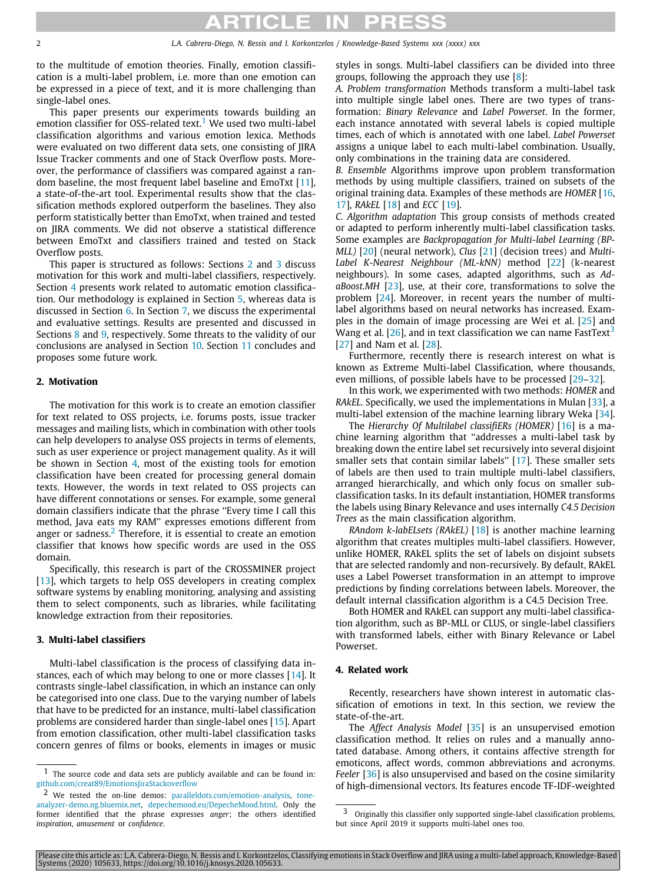to the multitude of emotion theories. Finally, emotion classification is a multi-label problem, i.e. more than one emotion can be expressed in a piece of text, and it is more challenging than single-label ones.

This paper presents our experiments towards building an emotion classifier for OSS-related text.[1] We used two multi-label classification algorithms and various emotion lexica. Methods were evaluated on two different data sets, one consisting of JIRA Issue Tracker comments and one of Stack Overflow posts. Moreover, the performance of classifiers was compared against a random baseline, the most frequent label baseline and EmoTxt [11], a state-of-the-art tool. Experimental results show that the classification methods explored outperform the baselines. They also perform statistically better than EmoTxt, when trained and tested on JIRA comments. We did not observe a statistical difference between EmoTxt and classifiers trained and tested on Stack Overflow posts.

This paper is structured as follows: Sections 2 and 3 discuss motivation for this work and multi-label classifiers, respectively. Section 4 presents work related to automatic emotion classification. Our methodology is explained in Section 5, whereas data is discussed in Section 6. In Section 7, we discuss the experimental and evaluative settings. Results are presented and discussed in Sections 8 and 9, respectively. Some threats to the validity of our conclusions are analysed in Section 10. Section 11 concludes and proposes some future work.

## 2. Motivation

The motivation for this work is to create an emotion classifier for text related to OSS projects, i.e. forums posts, issue tracker messages and mailing lists, which in combination with other tools can help developers to analyse OSS projects in terms of elements, such as user experience or project management quality. As it will be shown in Section 4, most of the existing tools for emotion classification have been created for processing general domain texts. However, the words in text related to OSS projects can have different connotations or senses. For example, some general domain classifiers indicate that the phrase "Every time I call this method, Java eats my RAM" expresses emotions different from anger or sadness.[2] Therefore, it is essential to create an emotion classifier that knows how specific words are used in the OSS domain.

Specifically, this research is part of the CROSSMINER project [13], which targets to help OSS developers in creating complex software systems by enabling monitoring, analysing and assisting them to select components, such as libraries, while facilitating knowledge extraction from their repositories.

## 3. Multi-label classifiers

Multi-label classification is the process of classifying data instances, each of which may belong to one or more classes [14]. It contrasts single-label classification, in which an instance can only be categorised into one class. Due to the varying number of labels that have to be predicted for an instance, multi-label classification problems are considered harder than single-label ones [15]. Apart from emotion classification, other multi-label classification tasks concern genres of films or books, elements in images or music styles in songs. Multi-label classifiers can be divided into three groups, following the approach they use [8]:

*A. Problem transformation* Methods transform a multi-label task into multiple single label ones. There are two types of transformation: *Binary Relevance* and *Label Powerset*. In the former, each instance annotated with several labels is copied multiple times, each of which is annotated with one label. *Label Powerset* assigns a unique label to each multi-label combination. Usually, only combinations in the training data are considered.

*B. Ensemble* Algorithms improve upon problem transformation methods by using multiple classifiers, trained on subsets of the original training data. Examples of these methods are *HOMER* [16, 17], *RAkEL* [18] and *ECC* [19].

*C. Algorithm adaptation* This group consists of methods created or adapted to perform inherently multi-label classification tasks. Some examples are *Backpropagation for Multi-label Learning (BP-MLL)* [20] (neural network), *Clus* [21] (decision trees) and *Multi-Label K-Nearest Neighbour (ML-kNN)* method [22] (k-nearest neighbours). In some cases, adapted algorithms, such as *AdaBoost.MH* [23], use, at their core, transformations to solve the problem [24]. Moreover, in recent years the number of multi-label algorithms based on neural networks has increased. Examples in the domain of image processing are Wei et al. [25] and Wang et al. [26], and in text classification we can name FastText[3] [27] and Nam et al. [28].

Furthermore, recently there is research interest on what is known as Extreme Multi-label Classification, where thousands, even millions, of possible labels have to be processed [29–32].

In this work, we experimented with two methods: *HOMER* and *RAkEL*. Specifically, we used the implementations in Mulan [33], a multi-label extension of the machine learning library Weka [34].

The *Hierarchy Of Multilabel classifiERs (HOMER)* [16] is a machine learning algorithm that "addresses a multi-label task by breaking down the entire label set recursively into several disjoint smaller sets that contain similar labels" [17]. These smaller sets of labels are then used to train multiple multi-label classifiers, arranged hierarchically, and which only focus on smaller sub-classification tasks. In its default instantiation, HOMER transforms the labels using Binary Relevance and uses internally *C4.5 Decision Trees* as the main classification algorithm.

*RAndom k-labELsets (RAkEL)* [18] is another machine learning algorithm that creates multiples multi-label classifiers. However, unlike HOMER, RAkEL splits the set of labels on disjoint subsets that are selected randomly and non-recursively. By default, RAkEL uses a Label Powerset transformation in an attempt to improve predictions by finding correlations between labels. Moreover, the default internal classification algorithm is a C4.5 Decision Tree.

Both HOMER and RAkEL can support any multi-label classification algorithm, such as BP-MLL or CLUS, or single-label classifiers with transformed labels, either with Binary Relevance or Label Powerset.

## 4. Related work

Recently, researchers have shown interest in automatic classification of emotions in text. In this section, we review the state-of-the-art.

The *Affect Analysis Model* [35] is an unsupervised emotion classification method. It relies on rules and a manually annotated database. Among others, it contains affective strength for emoticons, affect words, common abbreviations and acronyms. *Feeler* [36] is also unsupervised and based on the cosine similarity of high-dimensional vectors. Its features encode TF-IDF-weighted

---

[1] The source code and data sets are publicly available and can be found in: github.com/creat89/EmotionsJiraStackoverflow

[2] We tested the on-line demos: paralleldots.com/emotion-analysis, tone-analyzer-demo.ng.bluemix.net, depechemood.eu/DepecheMood.html. Only the former identified that the phrase expresses *anger*; the others identified *inspiration*, *amusement* or *confidence*.

[3] Originally this classifier only supported single-label classification problems, but since April 2019 it supports multi-label ones too.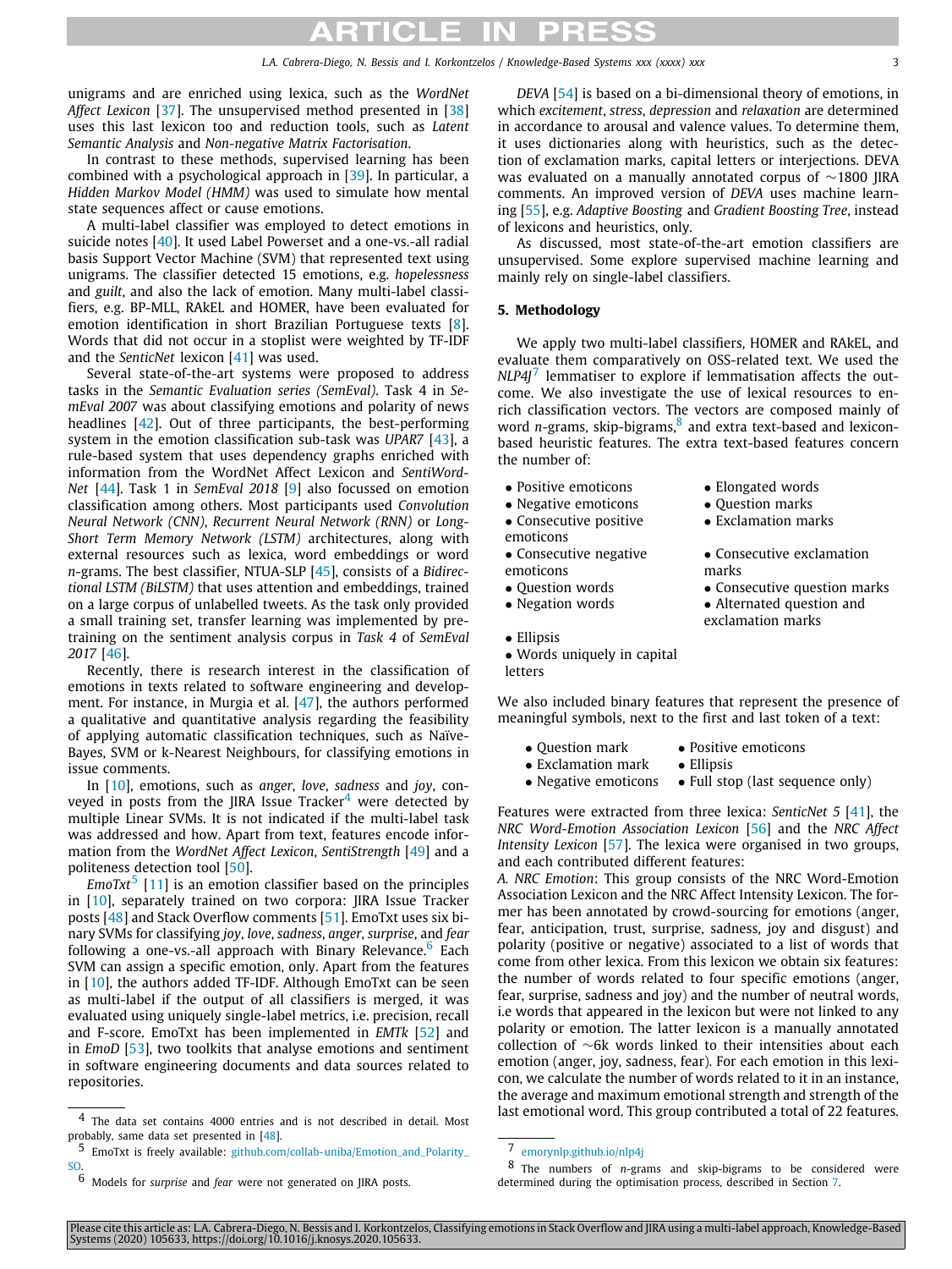unigrams and are enriched using lexica, such as the *WordNet Affect Lexicon* [37]. The unsupervised method presented in [38] uses this last lexicon too and reduction tools, such as *Latent Semantic Analysis* and *Non-negative Matrix Factorisation*.

In contrast to these methods, supervised learning has been combined with a psychological approach in [39]. In particular, a *Hidden Markov Model (HMM)* was used to simulate how mental state sequences affect or cause emotions.

A multi-label classifier was employed to detect emotions in suicide notes [40]. It used Label Powerset and a one-vs.-all radial basis Support Vector Machine (SVM) that represented text using unigrams. The classifier detected 15 emotions, e.g. *hopelessness* and *guilt*, and also the lack of emotion. Many multi-label classifiers, e.g. BP-MLL, RAkEL and HOMER, have been evaluated for emotion identification in short Brazilian Portuguese texts [8]. Words that did not occur in a stoplist were weighted by TF-IDF and the *SenticNet* lexicon [41] was used.

Several state-of-the-art systems were proposed to address tasks in the *Semantic Evaluation series (SemEval)*. Task 4 in *SemEval 2007* was about classifying emotions and polarity of news headlines [42]. Out of three participants, the best-performing system in the emotion classification sub-task was *UPAR7* [43], a rule-based system that uses dependency graphs enriched with information from the WordNet Affect Lexicon and *SentiWordNet* [44]. Task 1 in *SemEval 2018* [9] also focussed on emotion classification among others. Most participants used *Convolution Neural Network (CNN)*, *Recurrent Neural Network (RNN)* or *Long-Short Term Memory Network (LSTM)* architectures, along with external resources such as lexica, word embeddings or word *n*-grams. The best classifier, NTUA-SLP [45], consists of a *Bidirectional LSTM (BiLSTM)* that uses attention and embeddings, trained on a large corpus of unlabelled tweets. As the task only provided a small training set, transfer learning was implemented by pre-training on the sentiment analysis corpus in *Task 4* of *SemEval 2017* [46].

Recently, there is research interest in the classification of emotions in texts related to software engineering and development. For instance, in Murgia et al. [47], the authors performed a qualitative and quantitative analysis regarding the feasibility of applying automatic classification techniques, such as Naïve-Bayes, SVM or k-Nearest Neighbours, for classifying emotions in issue comments.

In [10], emotions, such as *anger*, *love*, *sadness* and *joy*, conveyed in posts from the JIRA Issue Tracker[4] were detected by multiple Linear SVMs. It is not indicated if the multi-label task was addressed and how. Apart from text, features encode information from the *WordNet Affect Lexicon*, *SentiStrength* [49] and a politeness detection tool [50].

*EmoTxt*[5] [11] is an emotion classifier based on the principles in [10], separately trained on two corpora: JIRA Issue Tracker posts [48] and Stack Overflow comments [51]. EmoTxt uses six binary SVMs for classifying *joy*, *love*, *sadness*, *anger*, *surprise*, and *fear* following a one-vs.-all approach with Binary Relevance.[6] Each SVM can assign a specific emotion, only. Apart from the features in [10], the authors added TF-IDF. Although EmoTxt can be seen as multi-label if the output of all classifiers is merged, it was evaluated using uniquely single-label metrics, i.e. precision, recall and F-score. EmoTxt has been implemented in *EMTk* [52] and in *EmoD* [53], two toolkits that analyse emotions and sentiment in software engineering documents and data sources related to repositories.

*DEVA* [54] is based on a bi-dimensional theory of emotions, in which *excitement*, *stress*, *depression* and *relaxation* are determined in accordance to arousal and valence values. To determine them, it uses dictionaries along with heuristics, such as the detection of exclamation marks, capital letters or interjections. DEVA was evaluated on a manually annotated corpus of ∼1800 JIRA comments. An improved version of *DEVA* uses machine learning [55], e.g. *Adaptive Boosting* and *Gradient Boosting Tree*, instead of lexicons and heuristics, only.

As discussed, most state-of-the-art emotion classifiers are unsupervised. Some explore supervised machine learning and mainly rely on single-label classifiers.

## 5. Methodology

We apply two multi-label classifiers, HOMER and RAkEL, and evaluate them comparatively on OSS-related text. We used the *NLP4J*[7] lemmatiser to explore if lemmatisation affects the outcome. We also investigate the use of lexical resources to enrich classification vectors. The vectors are composed mainly of word *n*-grams, skip-bigrams,[8] and extra text-based and lexicon-based heuristic features. The extra text-based features concern the number of:

- Positive emoticons
- Negative emoticons
- Consecutive positive emoticons
- Consecutive negative emoticons
- Question words
- Negation words
- Ellipsis
- Words uniquely in capital letters
- Elongated words
- Question marks
- Exclamation marks
- Consecutive exclamation marks
- Consecutive question marks
- Alternated question and exclamation marks

We also included binary features that represent the presence of meaningful symbols, next to the first and last token of a text:

- Question mark
- Exclamation mark
- Negative emoticons
- Positive emoticons
- Ellipsis
- Full stop (last sequence only)

Features were extracted from three lexica: *SenticNet 5* [41], the *NRC Word-Emotion Association Lexicon* [56] and the *NRC Affect Intensity Lexicon* [57]. The lexica were organised in two groups, and each contributed different features:

*A. NRC Emotion*: This group consists of the NRC Word-Emotion Association Lexicon and the NRC Affect Intensity Lexicon. The former has been annotated by crowd-sourcing for emotions (anger, fear, anticipation, trust, surprise, sadness, joy and disgust) and polarity (positive or negative) associated to a list of words that come from other lexica. From this lexicon we obtain six features: the number of words related to four specific emotions (anger, fear, surprise, sadness and joy) and the number of neutral words, i.e words that appeared in the lexicon but were not linked to any polarity or emotion. The latter lexicon is a manually annotated collection of ∼6k words linked to their intensities about each emotion (anger, joy, sadness, fear). For each emotion in this lexicon, we calculate the number of words related to it in an instance, the average and maximum emotional strength and strength of the last emotional word. This group contributed a total of 22 features.

---

[4] The data set contains 4000 entries and is not described in detail. Most probably, same data set presented in [48].

[5] EmoTxt is freely available: github.com/collab-uniba/Emotion_and_Polarity_SO.

[6] Models for *surprise* and *fear* were not generated on JIRA posts.

[7] emorynlp.github.io/nlp4j

[8] The numbers of *n*-grams and skip-bigrams to be considered were determined during the optimisation process, described in Section 7.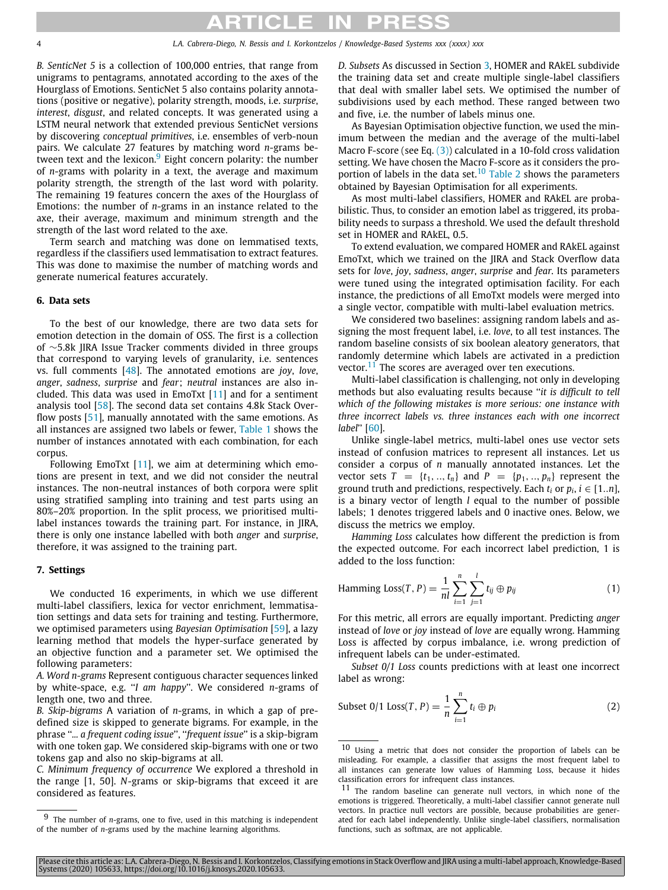*B. SenticNet 5* is a collection of 100,000 entries, that range from unigrams to pentagrams, annotated according to the axes of the Hourglass of Emotions. SenticNet 5 also contains polarity annotations (positive or negative), polarity strength, moods, i.e. *surprise*, *interest*, *disgust*, and related concepts. It was generated using a LSTM neural network that extended previous SenticNet versions by discovering *conceptual primitives*, i.e. ensembles of verb-noun pairs. We calculate 27 features by matching word *n*-grams between text and the lexicon.[9] Eight concern polarity: the number of *n*-grams with polarity in a text, the average and maximum polarity strength, the strength of the last word with polarity. The remaining 19 features concern the axes of the Hourglass of Emotions: the number of *n*-grams in an instance related to the axe, their average, maximum and minimum strength and the strength of the last word related to the axe.

Term search and matching was done on lemmatised texts, regardless if the classifiers used lemmatisation to extract features. This was done to maximise the number of matching words and generate numerical features accurately.

## 6. Data sets

To the best of our knowledge, there are two data sets for emotion detection in the domain of OSS. The first is a collection of ∼5.8k JIRA Issue Tracker comments divided in three groups that correspond to varying levels of granularity, i.e. sentences vs. full comments [48]. The annotated emotions are *joy*, *love*, *anger*, *sadness*, *surprise* and *fear*; *neutral* instances are also included. This data was used in EmoTxt [11] and for a sentiment analysis tool [58]. The second data set contains 4.8k Stack Overflow posts [51], manually annotated with the same emotions. As all instances are assigned two labels or fewer, Table 1 shows the number of instances annotated with each combination, for each corpus.

Following EmoTxt [11], we aim at determining which emotions are present in text, and we did not consider the neutral instances. The non-neutral instances of both corpora were split using stratified sampling into training and test parts using an 80%–20% proportion. In the split process, we prioritised multi-label instances towards the training part. For instance, in JIRA, there is only one instance labelled with both *anger* and *surprise*, therefore, it was assigned to the training part.

## 7. Settings

We conducted 16 experiments, in which we use different multi-label classifiers, lexica for vector enrichment, lemmatisation settings and data sets for training and testing. Furthermore, we optimised parameters using *Bayesian Optimisation* [59], a lazy learning method that models the hyper-surface generated by an objective function and a parameter set. We optimised the following parameters:

*A. Word n-grams* Represent contiguous character sequences linked by white-space, e.g. "*I am happy*". We considered *n*-grams of length one, two and three.

*B. Skip-bigrams* A variation of *n*-grams, in which a gap of predefined size is skipped to generate bigrams. For example, in the phrase "*... a frequent coding issue*", "*frequent issue*" is a skip-bigram with one token gap. We considered skip-bigrams with one or two tokens gap and also no skip-bigrams at all.

*C. Minimum frequency of occurrence* We explored a threshold in the range [1, 50]. *N*-grams or skip-bigrams that exceed it are considered as features.

*D. Subsets* As discussed in Section 3, HOMER and RAkEL subdivide the training data set and create multiple single-label classifiers that deal with smaller label sets. We optimised the number of subdivisions used by each method. These ranged between two and five, i.e. the number of labels minus one.

As Bayesian Optimisation objective function, we used the minimum between the median and the average of the multi-label Macro F-score (see Eq. (3)) calculated in a 10-fold cross validation setting. We have chosen the Macro F-score as it considers the proportion of labels in the data set.[10] Table 2 shows the parameters obtained by Bayesian Optimisation for all experiments.

As most multi-label classifiers, HOMER and RAkEL are probabilistic. Thus, to consider an emotion label as triggered, its probability needs to surpass a threshold. We used the default threshold set in HOMER and RAkEL, 0.5.

To extend evaluation, we compared HOMER and RAkEL against EmoTxt, which we trained on the JIRA and Stack Overflow data sets for *love*, *joy*, *sadness*, *anger*, *surprise* and *fear*. Its parameters were tuned using the integrated optimisation facility. For each instance, the predictions of all EmoTxt models were merged into a single vector, compatible with multi-label evaluation metrics.

We considered two baselines: assigning random labels and assigning the most frequent label, i.e. *love*, to all test instances. The random baseline consists of six boolean aleatory generators, that randomly determine which labels are activated in a prediction vector.[11] The scores are averaged over ten executions.

Multi-label classification is challenging, not only in developing methods but also evaluating results because "*it is difficult to tell which of the following mistakes is more serious: one instance with three incorrect labels vs. three instances each with one incorrect label*" [60].

Unlike single-label metrics, multi-label ones use vector sets instead of confusion matrices to represent all instances. Let us consider a corpus of $n$ manually annotated instances. Let the vector sets $T = \{t_1, .., t_n\}$ and $P = \{p_1, .., p_n\}$ represent the ground truth and predictions, respectively. Each $t_i$ or $p_i$, $i \in [1..n]$, is a binary vector of length $l$ equal to the number of possible labels; 1 denotes triggered labels and 0 inactive ones. Below, we discuss the metrics we employ.

*Hamming Loss* calculates how different the prediction is from the expected outcome. For each incorrect label prediction, 1 is added to the loss function:

$$\text{Hamming Loss}(T, P) = \frac{1}{nl} \sum_{i=1}^{n} \sum_{j=1}^{l} t_{ij} \oplus p_{ij} \tag{1}$$

For this metric, all errors are equally important. Predicting *anger* instead of *love* or *joy* instead of *love* are equally wrong. Hamming Loss is affected by corpus imbalance, i.e. wrong prediction of infrequent labels can be under-estimated.

*Subset 0/1 Loss* counts predictions with at least one incorrect label as wrong:

$$\text{Subset 0/1 Loss}(T, P) = \frac{1}{n} \sum_{i=1}^{n} t_i \oplus p_i \tag{2}$$

---

[9] The number of *n*-grams, one to five, used in this matching is independent of the number of *n*-grams used by the machine learning algorithms.

[10] Using a metric that does not consider the proportion of labels can be misleading. For example, a classifier that assigns the most frequent label to all instances can generate low values of Hamming Loss, because it hides classification errors for infrequent class instances.

[11] The random baseline can generate null vectors, in which none of the emotions is triggered. Theoretically, a multi-label classifier cannot generate null vectors. In practice null vectors are possible, because probabilities are generated for each label independently. Unlike single-label classifiers, normalisation functions, such as softmax, are not applicable.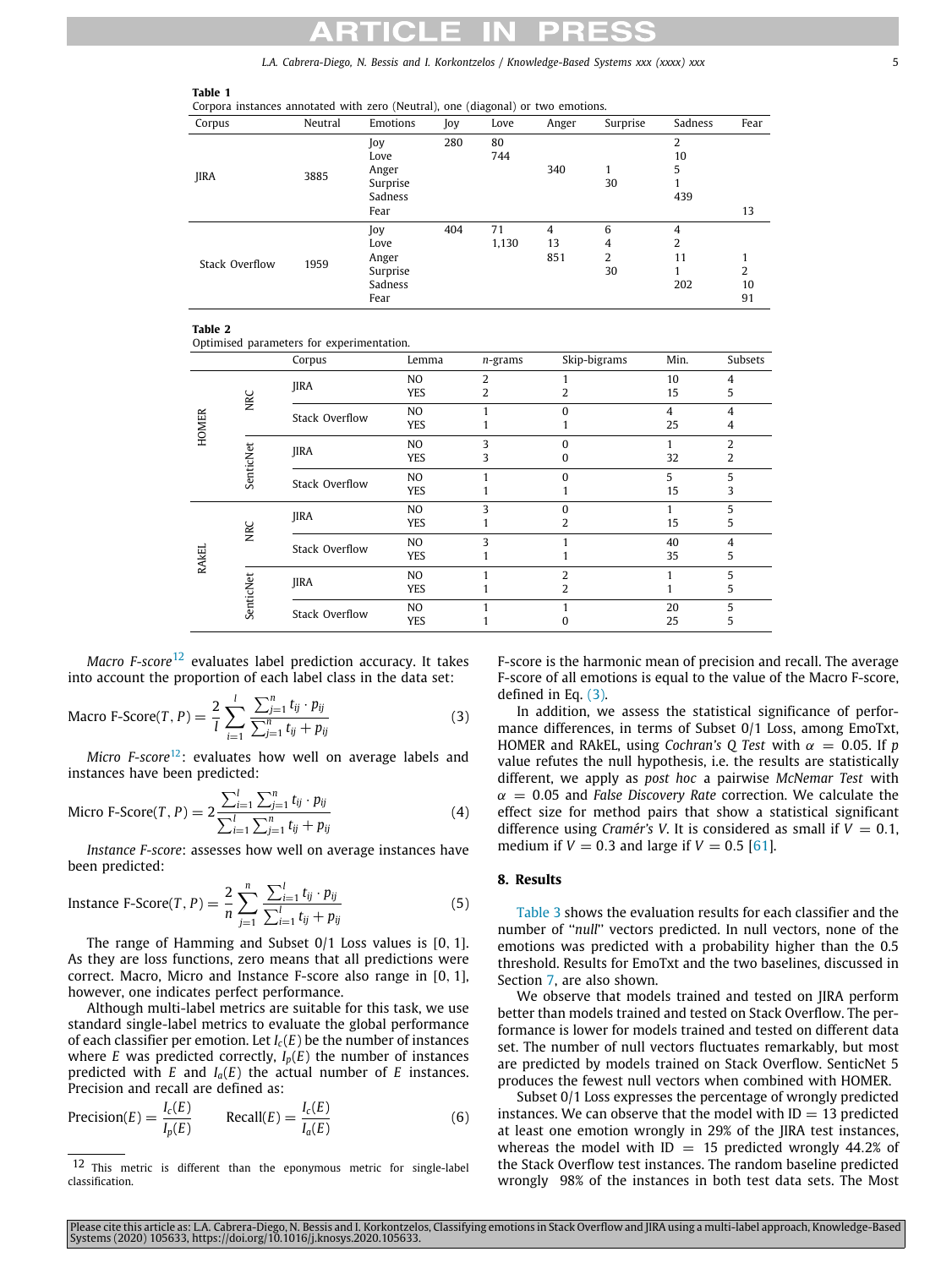**Table 1**
Corpora instances annotated with zero (Neutral), one (diagonal) or two emotions.

| Corpus | Neutral | Emotions | Joy | Love | Anger | Surprise | Sadness | Fear |
|---|---|---|---|---|---|---|---|---|
| JIRA | 3885 | Joy | 280 | 80 | | | 2 | |
| | | Love | | 744 | | | 10 | |
| | | Anger | | | 340 | 1 | 5 | |
| | | Surprise | | | | 30 | 1 | |
| | | Sadness | | | | | 439 | |
| | | Fear | | | | | | 13 |
| Stack Overflow | 1959 | Joy | 404 | 71 | 4 | 6 | 4 | |
| | | Love | | 1,130 | 13 | 4 | 2 | |
| | | Anger | | | 851 | 2 | 11 | 1 |
| | | Surprise | | | | 30 | 1 | 2 |
| | | Sadness | | | | | 202 | 10 |
| | | Fear | | | | | | 91 |

**Table 2**
Optimised parameters for experimentation.

| | | Corpus | Lemma | *n*-grams | Skip-bigrams | Min. | Subsets |
|---|---|---|---|---|---|---|---|
| HOMER | NRC | JIRA | NO | 2 | 1 | 10 | 4 |
| | | | YES | 2 | 2 | 15 | 5 |
| | | Stack Overflow | NO | 1 | 0 | 4 | 4 |
| | | | YES | 1 | 1 | 25 | 4 |
| | SenticNet | JIRA | NO | 3 | 0 | 1 | 2 |
| | | | YES | 3 | 0 | 32 | 2 |
| | | Stack Overflow | NO | 1 | 0 | 5 | 5 |
| | | | YES | 1 | 1 | 15 | 3 |
| RAkEL | NRC | JIRA | NO | 3 | 0 | 1 | 5 |
| | | | YES | 1 | 2 | 15 | 5 |
| | | Stack Overflow | NO | 3 | 1 | 40 | 4 |
| | | | YES | 1 | 1 | 35 | 5 |
| | SenticNet | JIRA | NO | 1 | 2 | 1 | 5 |
| | | | YES | 1 | 2 | 1 | 5 |
| | | Stack Overflow | NO | 1 | 1 | 20 | 5 |
| | | | YES | 1 | 0 | 25 | 5 |

*Macro F-score*[12] evaluates label prediction accuracy. It takes into account the proportion of each label class in the data set:

$$\text{Macro F-Score}(T, P) = \frac{2}{l} \sum_{i=1}^{l} \frac{\sum_{j=1}^{n} t_{ij} \cdot p_{ij}}{\sum_{j=1}^{n} t_{ij} + p_{ij}} \tag{3}$$

*Micro F-score*[12]: evaluates how well on average labels and instances have been predicted:

$$\text{Micro F-Score}(T, P) = 2 \frac{\sum_{i=1}^{l} \sum_{j=1}^{n} t_{ij} \cdot p_{ij}}{\sum_{i=1}^{l} \sum_{j=1}^{n} t_{ij} + p_{ij}} \tag{4}$$

*Instance F-score*: assesses how well on average instances have been predicted:

$$\text{Instance F-Score}(T, P) = \frac{2}{n} \sum_{j=1}^{n} \frac{\sum_{i=1}^{l} t_{ij} \cdot p_{ij}}{\sum_{i=1}^{l} t_{ij} + p_{ij}} \tag{5}$$

The range of Hamming and Subset 0/1 Loss values is [0, 1]. As they are loss functions, zero means that all predictions were correct. Macro, Micro and Instance F-score also range in [0, 1], however, one indicates perfect performance.

Although multi-label metrics are suitable for this task, we use standard single-label metrics to evaluate the global performance of each classifier per emotion. Let $I_c(E)$ be the number of instances where $E$ was predicted correctly, $I_p(E)$ the number of instances predicted with $E$ and $I_a(E)$ the actual number of $E$ instances. Precision and recall are defined as:

$$\text{Precision}(E) = \frac{I_c(E)}{I_p(E)} \qquad \text{Recall}(E) = \frac{I_c(E)}{I_a(E)} \tag{6}$$

F-score is the harmonic mean of precision and recall. The average F-score of all emotions is equal to the value of the Macro F-score, defined in Eq. (3).

In addition, we assess the statistical significance of performance differences, in terms of Subset 0/1 Loss, among EmoTxt, HOMER and RAkEL, using *Cochran's Q Test* with $\alpha = 0.05$. If $p$ value refutes the null hypothesis, i.e. the results are statistically different, we apply as *post hoc* a pairwise *McNemar Test* with $\alpha = 0.05$ and *False Discovery Rate* correction. We calculate the effect size for method pairs that show a statistical significant difference using *Cramér's V*. It is considered as small if $V = 0.1$, medium if $V = 0.3$ and large if $V = 0.5$ [61].

## 8. Results

Table 3 shows the evaluation results for each classifier and the number of "*null*" vectors predicted. In null vectors, none of the emotions was predicted with a probability higher than the 0.5 threshold. Results for EmoTxt and the two baselines, discussed in Section 7, are also shown.

We observe that models trained and tested on JIRA perform better than models trained and tested on Stack Overflow. The performance is lower for models trained and tested on different data set. The number of null vectors fluctuates remarkably, but most are predicted by models trained on Stack Overflow. SenticNet 5 produces the fewest null vectors when combined with HOMER.

Subset 0/1 Loss expresses the percentage of wrongly predicted instances. We can observe that the model with ID = 13 predicted at least one emotion wrongly in 29% of the JIRA test instances, whereas the model with ID = 15 predicted wrongly 44.2% of the Stack Overflow test instances. The random baseline predicted wrongly 98% of the instances in both test data sets. The Most

[12] This metric is different than the eponymous metric for single-label classification.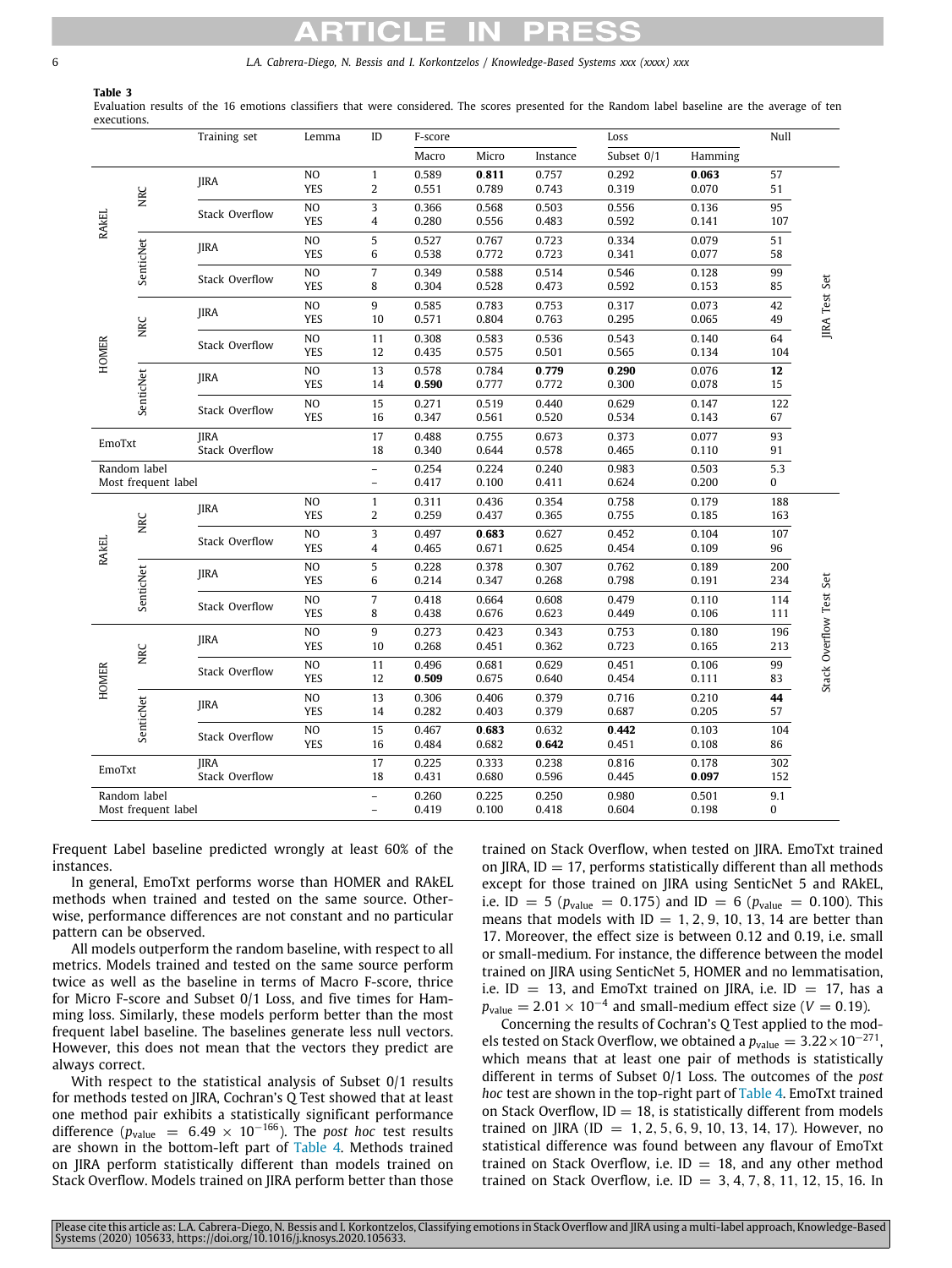**Table 3**
Evaluation results of the 16 emotions classifiers that were considered. The scores presented for the Random label baseline are the average of ten executions.

| Test set | Method | Lexicon | Training set | Lemma | ID | F-score Macro | F-score Micro | F-score Instance | Loss Subset 0/1 | Loss Hamming | Null |
|---|---|---|---|---|---|---|---|---|---|---|---|
| JIRA Test Set | RAkEL | NRC | JIRA | NO | 1 | 0.589 | **0.811** | 0.757 | 0.292 | **0.063** | 57 |
| | | | | YES | 2 | 0.551 | 0.789 | 0.743 | 0.319 | 0.070 | 51 |
| | | | Stack Overflow | NO | 3 | 0.366 | 0.568 | 0.503 | 0.556 | 0.136 | 95 |
| | | | | YES | 4 | 0.280 | 0.556 | 0.483 | 0.592 | 0.141 | 107 |
| | | SenticNet | JIRA | NO | 5 | 0.527 | 0.767 | 0.723 | 0.334 | 0.079 | 51 |
| | | | | YES | 6 | 0.538 | 0.772 | 0.723 | 0.341 | 0.077 | 58 |
| | | | Stack Overflow | NO | 7 | 0.349 | 0.588 | 0.514 | 0.546 | 0.128 | 99 |
| | | | | YES | 8 | 0.304 | 0.528 | 0.473 | 0.592 | 0.153 | 85 |
| | HOMER | NRC | JIRA | NO | 9 | 0.585 | 0.783 | 0.753 | 0.317 | 0.073 | 42 |
| | | | | YES | 10 | 0.571 | 0.804 | 0.763 | 0.295 | 0.065 | 49 |
| | | | Stack Overflow | NO | 11 | 0.308 | 0.583 | 0.536 | 0.543 | 0.140 | 64 |
| | | | | YES | 12 | 0.435 | 0.575 | 0.501 | 0.565 | 0.134 | 104 |
| | | SenticNet | JIRA | NO | 13 | 0.578 | 0.784 | **0.779** | **0.290** | 0.076 | **12** |
| | | | | YES | 14 | **0.590** | 0.777 | 0.772 | 0.300 | 0.078 | 15 |
| | | | Stack Overflow | NO | 15 | 0.271 | 0.519 | 0.440 | 0.629 | 0.147 | 122 |
| | | | | YES | 16 | 0.347 | 0.561 | 0.520 | 0.534 | 0.143 | 67 |
| | EmoTxt | | JIRA | | 17 | 0.488 | 0.755 | 0.673 | 0.373 | 0.077 | 93 |
| | | | Stack Overflow | | 18 | 0.340 | 0.644 | 0.578 | 0.465 | 0.110 | 91 |
| | Random label | | | | – | 0.254 | 0.224 | 0.240 | 0.983 | 0.503 | 5.3 |
| | Most frequent label | | | | – | 0.417 | 0.100 | 0.411 | 0.624 | 0.200 | 0 |
| Stack Overflow Test Set | RAkEL | NRC | JIRA | NO | 1 | 0.311 | 0.436 | 0.354 | 0.758 | 0.179 | 188 |
| | | | | YES | 2 | 0.259 | 0.437 | 0.365 | 0.755 | 0.185 | 163 |
| | | | Stack Overflow | NO | 3 | 0.497 | **0.683** | 0.627 | 0.452 | 0.104 | 107 |
| | | | | YES | 4 | 0.465 | 0.671 | 0.625 | 0.454 | 0.109 | 96 |
| | | SenticNet | JIRA | NO | 5 | 0.228 | 0.378 | 0.307 | 0.762 | 0.189 | 200 |
| | | | | YES | 6 | 0.214 | 0.347 | 0.268 | 0.798 | 0.191 | 234 |
| | | | Stack Overflow | NO | 7 | 0.418 | 0.664 | 0.608 | 0.479 | 0.110 | 114 |
| | | | | YES | 8 | 0.438 | 0.676 | 0.623 | 0.449 | 0.106 | 111 |
| | HOMER | NRC | JIRA | NO | 9 | 0.273 | 0.423 | 0.343 | 0.753 | 0.180 | 196 |
| | | | | YES | 10 | 0.268 | 0.451 | 0.362 | 0.723 | 0.165 | 213 |
| | | | Stack Overflow | NO | 11 | 0.496 | 0.681 | 0.629 | 0.451 | 0.106 | 99 |
| | | | | YES | 12 | **0.509** | 0.675 | 0.640 | 0.454 | 0.111 | 83 |
| | | SenticNet | JIRA | NO | 13 | 0.306 | 0.406 | 0.379 | 0.716 | 0.210 | **44** |
| | | | | YES | 14 | 0.282 | 0.403 | 0.379 | 0.687 | 0.205 | 57 |
| | | | Stack Overflow | NO | 15 | 0.467 | **0.683** | 0.632 | **0.442** | 0.103 | 104 |
| | | | | YES | 16 | 0.484 | 0.682 | **0.642** | 0.451 | 0.108 | 86 |
| | EmoTxt | | JIRA | | 17 | 0.225 | 0.333 | 0.238 | 0.816 | 0.178 | 302 |
| | | | Stack Overflow | | 18 | 0.431 | 0.680 | 0.596 | 0.445 | **0.097** | 152 |
| | Random label | | | | – | 0.260 | 0.225 | 0.250 | 0.980 | 0.501 | 9.1 |
| | Most frequent label | | | | – | 0.419 | 0.100 | 0.418 | 0.604 | 0.198 | 0 |

Frequent Label baseline predicted wrongly at least 60% of the instances.

In general, EmoTxt performs worse than HOMER and RAkEL methods when trained and tested on the same source. Otherwise, performance differences are not constant and no particular pattern can be observed.

All models outperform the random baseline, with respect to all metrics. Models trained and tested on the same source perform twice as well as the baseline in terms of Macro F-score, thrice for Micro F-score and Subset 0/1 Loss, and five times for Hamming loss. Similarly, these models perform better than the most frequent label baseline. The baselines generate less null vectors. However, this does not mean that the vectors they predict are always correct.

With respect to the statistical analysis of Subset 0/1 results for methods tested on JIRA, Cochran's Q Test showed that at least one method pair exhibits a statistically significant performance difference ($p_{\text{value}} = 6.49 \times 10^{-166}$). The *post hoc* test results are shown in the bottom-left part of Table 4. Methods trained on JIRA perform statistically different than models trained on Stack Overflow. Models trained on JIRA perform better than those trained on Stack Overflow, when tested on JIRA. EmoTxt trained on JIRA, ID = 17, performs statistically different than all methods except for those trained on JIRA using SenticNet 5 and RAkEL, i.e. ID = 5 ($p_{\text{value}} = 0.175$) and ID = 6 ($p_{\text{value}} = 0.100$). This means that models with ID = 1, 2, 9, 10, 13, 14 are better than 17. Moreover, the effect size is between 0.12 and 0.19, i.e. small or small-medium. For instance, the difference between the model trained on JIRA using SenticNet 5, HOMER and no lemmatisation, i.e. ID = 13, and EmoTxt trained on JIRA, i.e. ID = 17, has a $p_{\text{value}} = 2.01 \times 10^{-4}$ and small-medium effect size ($V = 0.19$).

Concerning the results of Cochran's Q Test applied to the models tested on Stack Overflow, we obtained a $p_{\text{value}} = 3.22 \times 10^{-271}$, which means that at least one pair of methods is statistically different in terms of Subset 0/1 Loss. The outcomes of the *post hoc* test are shown in the top-right part of Table 4. EmoTxt trained on Stack Overflow, ID = 18, is statistically different from models trained on JIRA (ID = 1, 2, 5, 6, 9, 10, 13, 14, 17). However, no statistical difference was found between any flavour of EmoTxt trained on Stack Overflow, i.e. ID = 18, and any other method trained on Stack Overflow, i.e. ID = 3, 4, 7, 8, 11, 12, 15, 16. In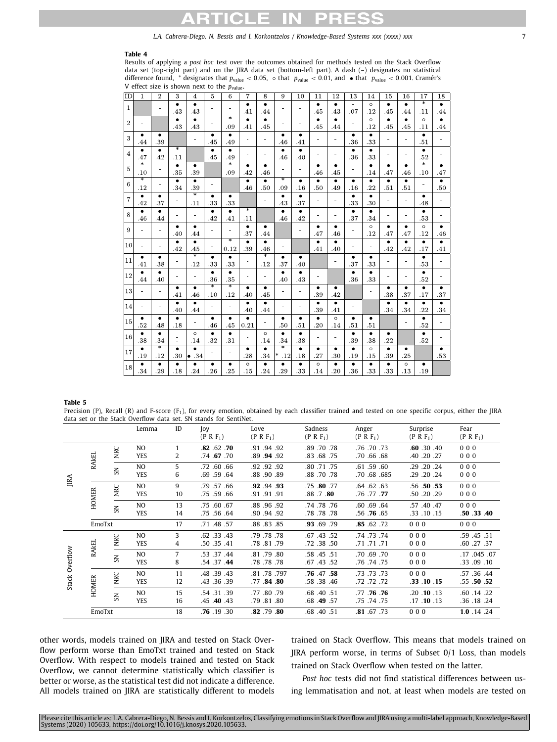**Table 4**

Results of applying a *post hoc* test over the outcomes obtained for methods tested on the Stack Overflow data set (top-right part) and on the JIRA data set (bottom-left part). A dash (–) designates no statistical difference found, * designates that $p_{\text{value}} < 0.05$, ○ that $p_{\text{value}} < 0.01$, and • that $p_{\text{value}} < 0.001$. Cramér's V effect size is shown next to the $p_{\text{value}}$.

| ID | 1 | 2 | 3 | 4 | 5 | 6 | 7 | 8 | 9 | 10 | 11 | 12 | 13 | 14 | 15 | 16 | 17 | 18 |
|---|---|---|---|---|---|---|---|---|---|---|---|---|---|---|---|---|---|---|
| 1 | | - | • .43 | • .43 | - | - | • .41 | • .44 | - | - | • .45 | • .43 | - .07 | ○ .12 | • .45 | • .44 | * .11 | • .44 |
| 2 | - | | • .43 | • .43 | - | * .09 | • .41 | • .45 | - | - | • .45 | • .44 | - | ○ .12 | • .45 | • .45 | ○ .11 | • .44 |
| 3 | • .44 | • .39 | | - | • .45 | • .49 | - | - | • .46 | • .41 | - | - | • .36 | • .33 | - | - | • .51 | - |
| 4 | • .47 | • .42 | * .11 | | • .45 | • .49 | - | - | • .46 | • .40 | - | - | • .36 | • .33 | - | - | • .52 | - |
| 5 | * .10 | - | • .35 | • .39 | | * .09 | • .42 | • .46 | - | - | • .46 | • .45 | - | • .14 | • .47 | • .46 | * .10 | • .47 |
| 6 | * .12 | - | • .34 | • .39 | - | | • .46 | • .50 | * .09 | • .16 | • .50 | • .49 | • .16 | • .22 | • .51 | • .51 | - | • .50 |
| 7 | • .42 | • .37 | - | * .11 | • .33 | • .33 | | - | • .43 | • .37 | - | - | • .33 | • .30 | - | - | • .48 | - |
| 8 | • .46 | • .44 | - | - | • .42 | • .41 | * .11 | | • .46 | • .42 | - | - | • .37 | • .34 | - | - | • .53 | - |
| 9 | - | - | • .40 | • .44 | - | - | • .37 | • .44 | | - | • .47 | • .46 | - | ○ .12 | • .47 | • .47 | ○ .12 | • .46 |
| 10 | - | - | • .42 | • .45 | - | * 0.12 | • .39 | • .46 | - | | • .41 | • .40 | - | - | • .42 | • .42 | • .17 | • .41 |
| 11 | • .41 | • .38 | - | * .12 | • .33 | • .33 | - | * .12 | • .37 | • .40 | | - | • .37 | • .33 | - | - | • .53 | - |
| 12 | • .44 | • .40 | - | - | • .36 | • .35 | - | - | • .40 | • .43 | - | | • .36 | • .33 | - | - | • .52 | - |
| 13 | - | - | • .41 | • .46 | * .10 | * .12 | • .40 | • .45 | - | - | • .39 | • .42 | | - | • .38 | • .37 | • .17 | • .37 |
| 14 | - | - | • .40 | • .44 | - | - | • .40 | • .44 | - | - | • .39 | • .41 | - | | • .34 | • .34 | • .22 | • .34 |
| 15 | • .52 | • .48 | • .18 | - | • .46 | • .45 | • 0.21 | - | • .50 | • .51 | • .20 | ○ .14 | • .51 | • .51 | | - | • .52 | - |
| 16 | • .38 | • .34 | - - | ○ .14 | • .32 | • .31 | - | ○ .14 | • .34 | • .38 | - | - | • .39 | • .38 | • .22 | | • .52 | - |
| 17 | • .19 | * .12 | • .30 | • • .34 | - | - | • .28 | • .34 | * * .12 | • .18 | • .27 | • .30 | • .19 | ○ .15 | • .39 | • .25 | | • .53 |
| 18 | • .34 | • .29 | • .18 | • .24 | • .26 | • .25 | ○ .15 | • .24 | • .29 | • .33 | ○ .14 | • .20 | • .36 | • .33 | • .33 | ○ .13 | • .19 | |

**Table 5**

Precision (P), Recall (R) and F-score ($F_1$), for every emotion, obtained by each classifier trained and tested on one specific corpus, either the JIRA data set or the Stack Overflow data set. SN stands for SentiNet.

| | | | Lemma | ID | Joy (P R $F_1$) | Love (P R $F_1$) | Sadness (P R $F_1$) | Anger (P R $F_1$) | Surprise (P R $F_1$) | Fear (P R $F_1$) |
|---|---|---|---|---|---|---|---|---|---|---|
| JIRA | RAkEL | NRC | NO | 1 | **.82** .62 **.70** | .91 .94 .92 | .89 .70 .78 | .76 .70 .73 | **.60** .30 .40 | 0 0 0 |
| | | | YES | 2 | .74 **.67** .70 | .89 **.94** .92 | .83 .68 .75 | .70 .66 .68 | .40 .20 .27 | 0 0 0 |
| | | SN | NO | 5 | .72 .60 .66 | .92 .92 .92 | .80 .71 .75 | .61 .59 .60 | .29 .20 .24 | 0 0 0 |
| | | | YES | 6 | .69 .59 .64 | .88 .90 .89 | .88 .70 .78 | .70 .68 .685 | .29 .20 .24 | 0 0 0 |
| | HOMER | NRC | NO | 9 | .79 .57 .66 | **.92** .94 **.93** | .75 **.80** .77 | .64 .62 .63 | .56 **.50** **.53** | 0 0 0 |
| | | | YES | 10 | .75 .59 .66 | .91 .91 .91 | .88 .7 **.80** | .76 .77 **.77** | .50 .20 .29 | 0 0 0 |
| | | SN | NO | 13 | .75 .60 .67 | .88 .96 .92 | .74 .78 .76 | .60 .69 .64 | .57 .40 .47 | 0 0 0 |
| | | | YES | 14 | .75 .56 .64 | .90 .94 .92 | .78 .78 .78 | .56 **.76** .65 | .33 .10 .15 | **.50** **.33** **.40** |
| | EmoTxt | | | 17 | .71 .48 .57 | .88 .83 .85 | **.93** .69 .79 | **.85** .62 .72 | 0 0 0 | 0 0 0 |
| Stack Overflow | RAkEL | NRC | NO | 3 | .62 .33 .43 | .79 .78 .78 | .67 .43 .52 | .74 .73 .74 | 0 0 0 | .59 .45 .51 |
| | | | YES | 4 | .50 .35 .41 | .78 .81 .79 | .72 .38 .50 | .71 .71 .71 | 0 0 0 | .60 .27 .37 |
| | | SN | NO | 7 | .53 .37 .44 | .81 .79 .80 | .58 .45 .51 | .70 .69 .70 | 0 0 0 | .17 .045 .07 |
| | | | YES | 8 | .54 .37 **.44** | .78 .78 .78 | .67 .43 .52 | .76 .74 .75 | 0 0 0 | .33 .09 .10 |
| | HOMER | NRC | NO | 11 | .48 .39 .43 | .81 .78 .797 | **.76** .47 **.58** | .73 .73 .73 | 0 0 0 | .57 .36 .44 |
| | | | YES | 12 | .43 .36 .39 | .77 **.84** **.80** | .58 .38 .46 | .72 .72 .72 | **.33** **.10** **.15** | .55 **.50** **.52** |
| | | SN | NO | 15 | .54 .31 .39 | .77 .80 .79 | .68 .40 .51 | .77 **.76** **.76** | .20 **.10** .13 | .60 .14 .22 |
| | | | YES | 16 | .45 **.40** .43 | .79 .81 .80 | .68 **.49** .57 | .75 .74 .75 | .17 **.10** .13 | .36 .18 .24 |
| | EmoTxt | | | 18 | **.76** .19 .30 | **.82** .79 **.80** | .68 .40 .51 | **.81** .67 .73 | 0 0 0 | **1.0** .14 .24 |

other words, models trained on JIRA and tested on Stack Overflow perform worse than EmoTxt trained and tested on Stack Overflow. With respect to models trained and tested on Stack Overflow, we cannot determine statistically which classifier is better or worse, as the statistical test did not indicate a difference. All models trained on JIRA are statistically different to models trained on Stack Overflow. This means that models trained on JIRA perform worse, in terms of Subset 0/1 Loss, than models trained on Stack Overflow when tested on the latter.

*Post hoc* tests did not find statistical differences between using lemmatisation and not, at least when models are tested on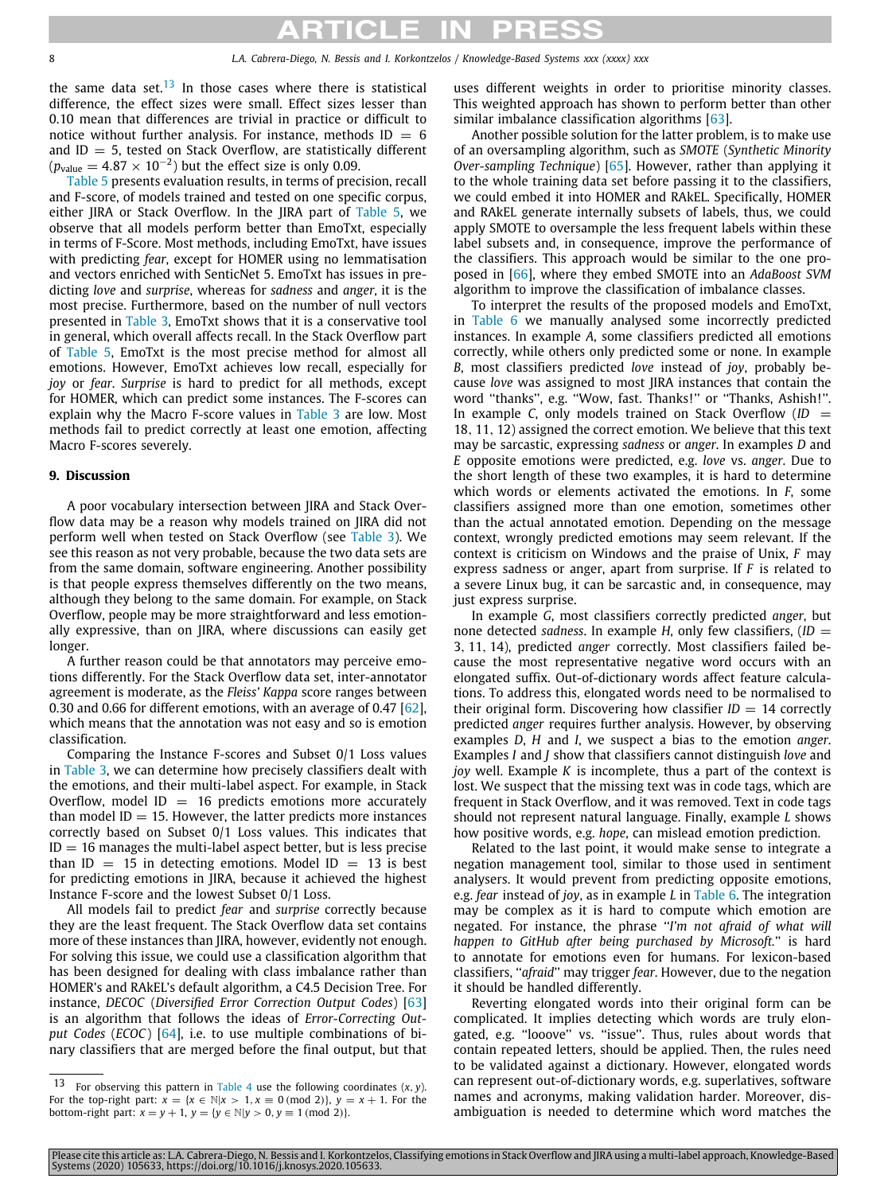the same data set.[13] In those cases where there is statistical difference, the effect sizes were small. Effect sizes lesser than 0.10 mean that differences are trivial in practice or difficult to notice without further analysis. For instance, methods ID = 6 and ID = 5, tested on Stack Overflow, are statistically different ($p_{\text{value}} = 4.87 \times 10^{-2}$) but the effect size is only 0.09.

Table 5 presents evaluation results, in terms of precision, recall and F-score, of models trained and tested on one specific corpus, either JIRA or Stack Overflow. In the JIRA part of Table 5, we observe that all models perform better than EmoTxt, especially in terms of F-Score. Most methods, including EmoTxt, have issues with predicting *fear*, except for HOMER using no lemmatisation and vectors enriched with SenticNet 5. EmoTxt has issues in predicting *love* and *surprise*, whereas for *sadness* and *anger*, it is the most precise. Furthermore, based on the number of null vectors presented in Table 3, EmoTxt shows that it is a conservative tool in general, which overall affects recall. In the Stack Overflow part of Table 5, EmoTxt is the most precise method for almost all emotions. However, EmoTxt achieves low recall, especially for *joy* or *fear*. *Surprise* is hard to predict for all methods, except for HOMER, which can predict some instances. The F-scores can explain why the Macro F-score values in Table 3 are low. Most methods fail to predict correctly at least one emotion, affecting Macro F-scores severely.

## 9. Discussion

A poor vocabulary intersection between JIRA and Stack Overflow data may be a reason why models trained on JIRA did not perform well when tested on Stack Overflow (see Table 3). We see this reason as not very probable, because the two data sets are from the same domain, software engineering. Another possibility is that people express themselves differently on the two means, although they belong to the same domain. For example, on Stack Overflow, people may be more straightforward and less emotionally expressive, than on JIRA, where discussions can easily get longer.

A further reason could be that annotators may perceive emotions differently. For the Stack Overflow data set, inter-annotator agreement is moderate, as the *Fleiss' Kappa* score ranges between 0.30 and 0.66 for different emotions, with an average of 0.47 [62], which means that the annotation was not easy and so is emotion classification.

Comparing the Instance F-scores and Subset 0/1 Loss values in Table 3, we can determine how precisely classifiers dealt with the emotions, and their multi-label aspect. For example, in Stack Overflow, model ID = 16 predicts emotions more accurately than model ID = 15. However, the latter predicts more instances correctly based on Subset 0/1 Loss values. This indicates that ID = 16 manages the multi-label aspect better, but is less precise than ID = 15 in detecting emotions. Model ID = 13 is best for predicting emotions in JIRA, because it achieved the highest Instance F-score and the lowest Subset 0/1 Loss.

All models fail to predict *fear* and *surprise* correctly because they are the least frequent. The Stack Overflow data set contains more of these instances than JIRA, however, evidently not enough. For solving this issue, we could use a classification algorithm that has been designed for dealing with class imbalance rather than HOMER's and RAkEL's default algorithm, a C4.5 Decision Tree. For instance, *DECOC* (*Diversified Error Correction Output Codes*) [63] is an algorithm that follows the ideas of *Error-Correcting Output Codes* (*ECOC*) [64], i.e. to use multiple combinations of binary classifiers that are merged before the final output, but that uses different weights in order to prioritise minority classes. This weighted approach has shown to perform better than other similar imbalance classification algorithms [63].

Another possible solution for the latter problem, is to make use of an oversampling algorithm, such as *SMOTE* (*Synthetic Minority Over-sampling Technique*) [65]. However, rather than applying it to the whole training data set before passing it to the classifiers, we could embed it into HOMER and RAkEL. Specifically, HOMER and RAkEL generate internally subsets of labels, thus, we could apply SMOTE to oversample the less frequent labels within these label subsets and, in consequence, improve the performance of the classifiers. This approach would be similar to the one proposed in [66], where they embed SMOTE into an *AdaBoost SVM* algorithm to improve the classification of imbalance classes.

To interpret the results of the proposed models and EmoTxt, in Table 6 we manually analysed some incorrectly predicted instances. In example *A*, some classifiers predicted all emotions correctly, while others only predicted some or none. In example *B*, most classifiers predicted *love* instead of *joy*, probably because *love* was assigned to most JIRA instances that contain the word "thanks", e.g. "Wow, fast. Thanks!" or "Thanks, Ashish!". In example *C*, only models trained on Stack Overflow (*ID* = 18, 11, 12) assigned the correct emotion. We believe that this text may be sarcastic, expressing *sadness* or *anger*. In examples *D* and *E* opposite emotions were predicted, e.g. *love* vs. *anger*. Due to the short length of these two examples, it is hard to determine which words or elements activated the emotions. In *F*, some classifiers assigned more than one emotion, sometimes other than the actual annotated emotion. Depending on the message context, wrongly predicted emotions may seem relevant. If the context is criticism on Windows and the praise of Unix, *F* may express sadness or anger, apart from surprise. If *F* is related to a severe Linux bug, it can be sarcastic and, in consequence, may just express surprise.

In example *G*, most classifiers correctly predicted *anger*, but none detected *sadness*. In example *H*, only few classifiers, (*ID* = 3, 11, 14), predicted *anger* correctly. Most classifiers failed because the most representative negative word occurs with an elongated suffix. Out-of-dictionary words affect feature calculations. To address this, elongated words need to be normalised to their original form. Discovering how classifier *ID* = 14 correctly predicted *anger* requires further analysis. However, by observing examples *D*, *H* and *I*, we suspect a bias to the emotion *anger*. Examples *I* and *J* show that classifiers cannot distinguish *love* and *joy* well. Example *K* is incomplete, thus a part of the context is lost. We suspect that the missing text was in code tags, which are frequent in Stack Overflow, and it was removed. Text in code tags should not represent natural language. Finally, example *L* shows how positive words, e.g. *hope*, can mislead emotion prediction.

Related to the last point, it would make sense to integrate a negation management tool, similar to those used in sentiment analysers. It would prevent from predicting opposite emotions, e.g. *fear* instead of *joy*, as in example *L* in Table 6. The integration may be complex as it is hard to compute which emotion are negated. For instance, the phrase "*I'm not afraid of what will happen to GitHub after being purchased by Microsoft.*" is hard to annotate for emotions even for humans. For lexicon-based classifiers, "*afraid*" may trigger *fear*. However, due to the negation it should be handled differently.

Reverting elongated words into their original form can be complicated. It implies detecting which words are truly elongated, e.g. "looove" vs. "issue". Thus, rules about words that contain repeated letters, should be applied. Then, the rules need to be validated against a dictionary. However, elongated words can represent out-of-dictionary words, e.g. superlatives, software names and acronyms, making validation harder. Moreover, disambiguation is needed to determine which word matches the

---

[13] For observing this pattern in Table 4 use the following coordinates $(x, y)$. For the top-right part: $x = \{x \in \mathbb{N} | x > 1, x \equiv 0 \pmod 2\}$, $y = x + 1$. For the bottom-right part: $x = y + 1$, $y = \{y \in \mathbb{N} | y > 0, y \equiv 1 \pmod 2\}$.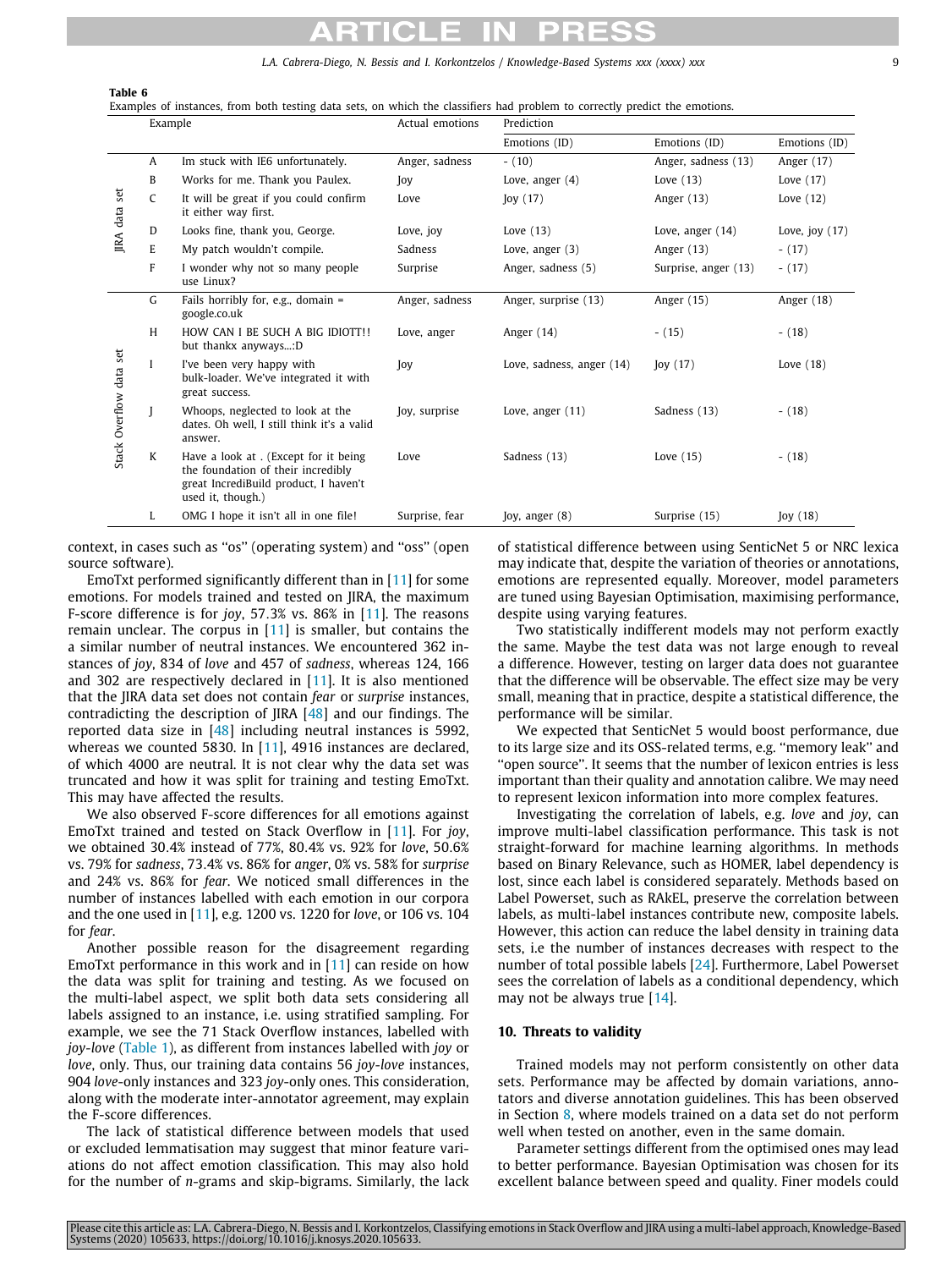**Table 6**
Examples of instances, from both testing data sets, on which the classifiers had problem to correctly predict the emotions.

| | | Example | Actual emotions | Prediction | | |
|---|---|---|---|---|---|---|
| | | | | Emotions (ID) | Emotions (ID) | Emotions (ID) |
| JIRA data set | A | Im stuck with IE6 unfortunately. | Anger, sadness | - (10) | Anger, sadness (13) | Anger (17) |
| | B | Works for me. Thank you Paulex. | Joy | Love, anger (4) | Love (13) | Love (17) |
| | C | It will be great if you could confirm it either way first. | Love | Joy (17) | Anger (13) | Love (12) |
| | D | Looks fine, thank you, George. | Love, joy | Love (13) | Love, anger (14) | Love, joy (17) |
| | E | My patch wouldn't compile. | Sadness | Love, anger (3) | Anger (13) | - (17) |
| | F | I wonder why not so many people use Linux? | Surprise | Anger, sadness (5) | Surprise, anger (13) | - (17) |
| Stack Overflow data set | G | Fails horribly for, e.g., domain = google.co.uk | Anger, sadness | Anger, surprise (13) | Anger (15) | Anger (18) |
| | H | HOW CAN I BE SUCH A BIG IDIOTT!! but thankx anyways...:D | Love, anger | Anger (14) | - (15) | - (18) |
| | I | I've been very happy with bulk-loader. We've integrated it with great success. | Joy | Love, sadness, anger (14) | Joy (17) | Love (18) |
| | J | Whoops, neglected to look at the dates. Oh well, I still think it's a valid answer. | Joy, surprise | Love, anger (11) | Sadness (13) | - (18) |
| | K | Have a look at . (Except for it being the foundation of their incredibly great IncrediBuild product, I haven't used it, though.) | Love | Sadness (13) | Love (15) | - (18) |
| | L | OMG I hope it isn't all in one file! | Surprise, fear | Joy, anger (8) | Surprise (15) | Joy (18) |

context, in cases such as "os" (operating system) and "oss" (open source software).

EmoTxt performed significantly different than in [11] for some emotions. For models trained and tested on JIRA, the maximum F-score difference is for *joy*, 57.3% vs. 86% in [11]. The reasons remain unclear. The corpus in [11] is smaller, but contains the a similar number of neutral instances. We encountered 362 instances of *joy*, 834 of *love* and 457 of *sadness*, whereas 124, 166 and 302 are respectively declared in [11]. It is also mentioned that the JIRA data set does not contain *fear* or *surprise* instances, contradicting the description of JIRA [48] and our findings. The reported data size in [48] including neutral instances is 5992, whereas we counted 5830. In [11], 4916 instances are declared, of which 4000 are neutral. It is not clear why the data set was truncated and how it was split for training and testing EmoTxt. This may have affected the results.

We also observed F-score differences for all emotions against EmoTxt trained and tested on Stack Overflow in [11]. For *joy*, we obtained 30.4% instead of 77%, 80.4% vs. 92% for *love*, 50.6% vs. 79% for *sadness*, 73.4% vs. 86% for *anger*, 0% vs. 58% for *surprise* and 24% vs. 86% for *fear*. We noticed small differences in the number of instances labelled with each emotion in our corpora and the one used in [11], e.g. 1200 vs. 1220 for *love*, or 106 vs. 104 for *fear*.

Another possible reason for the disagreement regarding EmoTxt performance in this work and in [11] can reside on how the data was split for training and testing. As we focused on the multi-label aspect, we split both data sets considering all labels assigned to an instance, i.e. using stratified sampling. For example, we see the 71 Stack Overflow instances, labelled with *joy-love* (Table 1), as different from instances labelled with *joy* or *love*, only. Thus, our training data contains 56 *joy-love* instances, 904 *love*-only instances and 323 *joy*-only ones. This consideration, along with the moderate inter-annotator agreement, may explain the F-score differences.

The lack of statistical difference between models that used or excluded lemmatisation may suggest that minor feature variations do not affect emotion classification. This may also hold for the number of *n*-grams and skip-bigrams. Similarly, the lack of statistical difference between using SenticNet 5 or NRC lexica may indicate that, despite the variation of theories or annotations, emotions are represented equally. Moreover, model parameters are tuned using Bayesian Optimisation, maximising performance, despite using varying features.

Two statistically indifferent models may not perform exactly the same. Maybe the test data was not large enough to reveal a difference. However, testing on larger data does not guarantee that the difference will be observable. The effect size may be very small, meaning that in practice, despite a statistical difference, the performance will be similar.

We expected that SenticNet 5 would boost performance, due to its large size and its OSS-related terms, e.g. "memory leak" and "open source". It seems that the number of lexicon entries is less important than their quality and annotation calibre. We may need to represent lexicon information into more complex features.

Investigating the correlation of labels, e.g. *love* and *joy*, can improve multi-label classification performance. This task is not straight-forward for machine learning algorithms. In methods based on Binary Relevance, such as HOMER, label dependency is lost, since each label is considered separately. Methods based on Label Powerset, such as RAkEL, preserve the correlation between labels, as multi-label instances contribute new, composite labels. However, this action can reduce the label density in training data sets, i.e the number of instances decreases with respect to the number of total possible labels [24]. Furthermore, Label Powerset sees the correlation of labels as a conditional dependency, which may not be always true [14].

## 10. Threats to validity

Trained models may not perform consistently on other data sets. Performance may be affected by domain variations, annotators and diverse annotation guidelines. This has been observed in Section 8, where models trained on a data set do not perform well when tested on another, even in the same domain.

Parameter settings different from the optimised ones may lead to better performance. Bayesian Optimisation was chosen for its excellent balance between speed and quality. Finer models could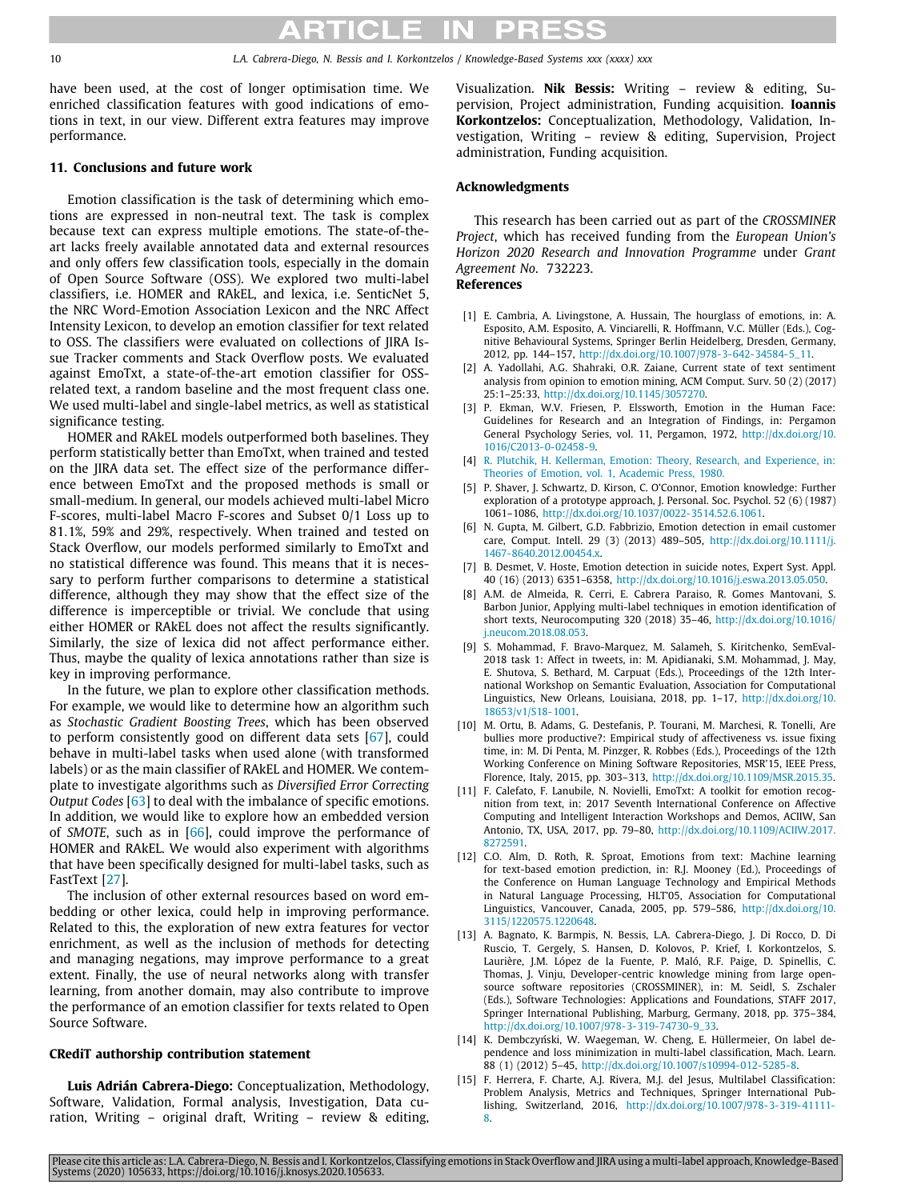have been used, at the cost of longer optimisation time. We enriched classification features with good indications of emotions in text, in our view. Different extra features may improve performance.

## 11. Conclusions and future work

Emotion classification is the task of determining which emotions are expressed in non-neutral text. The task is complex because text can express multiple emotions. The state-of-the-art lacks freely available annotated data and external resources and only offers few classification tools, especially in the domain of Open Source Software (OSS). We explored two multi-label classifiers, i.e. HOMER and RAkEL, and lexica, i.e. SenticNet 5, the NRC Word-Emotion Association Lexicon and the NRC Affect Intensity Lexicon, to develop an emotion classifier for text related to OSS. The classifiers were evaluated on collections of JIRA Issue Tracker comments and Stack Overflow posts. We evaluated against EmoTxt, a state-of-the-art emotion classifier for OSS-related text, a random baseline and the most frequent class one. We used multi-label and single-label metrics, as well as statistical significance testing.

HOMER and RAkEL models outperformed both baselines. They perform statistically better than EmoTxt, when trained and tested on the JIRA data set. The effect size of the performance difference between EmoTxt and the proposed methods is small or small-medium. In general, our models achieved multi-label Micro F-scores, multi-label Macro F-scores and Subset 0/1 Loss up to 81.1%, 59% and 29%, respectively. When trained and tested on Stack Overflow, our models performed similarly to EmoTxt and no statistical difference was found. This means that it is necessary to perform further comparisons to determine a statistical difference, although they may show that the effect size of the difference is imperceptible or trivial. We conclude that using either HOMER or RAkEL does not affect the results significantly. Similarly, the size of lexica did not affect performance either. Thus, maybe the quality of lexica annotations rather than size is key in improving performance.

In the future, we plan to explore other classification methods. For example, we would like to determine how an algorithm such as *Stochastic Gradient Boosting Trees*, which has been observed to perform consistently good on different data sets [67], could behave in multi-label tasks when used alone (with transformed labels) or as the main classifier of RAkEL and HOMER. We contemplate to investigate algorithms such as *Diversified Error Correcting Output Codes* [63] to deal with the imbalance of specific emotions. In addition, we would like to explore how an embedded version of *SMOTE*, such as in [66], could improve the performance of HOMER and RAkEL. We would also experiment with algorithms that have been specifically designed for multi-label tasks, such as FastText [27].

The inclusion of other external resources based on word embedding or other lexica, could help in improving performance. Related to this, the exploration of new extra features for vector enrichment, as well as the inclusion of methods for detecting and managing negations, may improve performance to a great extent. Finally, the use of neural networks along with transfer learning, from another domain, may also contribute to improve the performance of an emotion classifier for texts related to Open Source Software.

## CRediT authorship contribution statement

**Luis Adrián Cabrera-Diego:** Conceptualization, Methodology, Software, Validation, Formal analysis, Investigation, Data curation, Writing – original draft, Writing – review & editing, Visualization. **Nik Bessis:** Writing – review & editing, Supervision, Project administration, Funding acquisition. **Ioannis Korkontzelos:** Conceptualization, Methodology, Validation, Investigation, Writing – review & editing, Supervision, Project administration, Funding acquisition.

## Acknowledgments

This research has been carried out as part of the *CROSSMINER Project*, which has received funding from the *European Union's Horizon 2020 Research and Innovation Programme* under *Grant Agreement No.* 732223.

## References

[1] E. Cambria, A. Livingstone, A. Hussain, The hourglass of emotions, in: A. Esposito, A.M. Esposito, A. Vinciarelli, R. Hoffmann, V.C. Müller (Eds.), Cognitive Behavioural Systems, Springer Berlin Heidelberg, Dresden, Germany, 2012, pp. 144–157, http://dx.doi.org/10.1007/978-3-642-34584-5_11.

[2] A. Yadollahi, A.G. Shahraki, O.R. Zaiane, Current state of text sentiment analysis from opinion to emotion mining, ACM Comput. Surv. 50 (2) (2017) 25:1–25:33, http://dx.doi.org/10.1145/3057270.

[3] P. Ekman, W.V. Friesen, P. Elssworth, Emotion in the Human Face: Guidelines for Research and an Integration of Findings, in: Pergamon General Psychology Series, vol. 11, Pergamon, 1972, http://dx.doi.org/10.1016/C2013-0-02458-9.

[4] R. Plutchik, H. Kellerman, Emotion: Theory, Research, and Experience, in: Theories of Emotion, vol. 1, Academic Press, 1980.

[5] P. Shaver, J. Schwartz, D. Kirson, C. O'Connor, Emotion knowledge: Further exploration of a prototype approach, J. Personal. Soc. Psychol. 52 (6) (1987) 1061–1086, http://dx.doi.org/10.1037/0022-3514.52.6.1061.

[6] N. Gupta, M. Gilbert, G.D. Fabbrizio, Emotion detection in email customer care, Comput. Intell. 29 (3) (2013) 489–505, http://dx.doi.org/10.1111/j.1467-8640.2012.00454.x.

[7] B. Desmet, V. Hoste, Emotion detection in suicide notes, Expert Syst. Appl. 40 (16) (2013) 6351–6358, http://dx.doi.org/10.1016/j.eswa.2013.05.050.

[8] A.M. de Almeida, R. Cerri, E. Cabrera Paraiso, R. Gomes Mantovani, S. Barbon Junior, Applying multi-label techniques in emotion identification of short texts, Neurocomputing 320 (2018) 35–46, http://dx.doi.org/10.1016/j.neucom.2018.08.053.

[9] S. Mohammad, F. Bravo-Marquez, M. Salameh, S. Kiritchenko, SemEval-2018 task 1: Affect in tweets, in: M. Apidianaki, S.M. Mohammad, J. May, E. Shutova, S. Bethard, M. Carpuat (Eds.), Proceedings of the 12th International Workshop on Semantic Evaluation, Association for Computational Linguistics, New Orleans, Louisiana, 2018, pp. 1–17, http://dx.doi.org/10.18653/v1/S18-1001.

[10] M. Ortu, B. Adams, G. Destefanis, P. Tourani, M. Marchesi, R. Tonelli, Are bullies more productive?: Empirical study of affectiveness vs. issue fixing time, in: M. Di Penta, M. Pinzger, R. Robbes (Eds.), Proceedings of the 12th Working Conference on Mining Software Repositories, MSR'15, IEEE Press, Florence, Italy, 2015, pp. 303–313, http://dx.doi.org/10.1109/MSR.2015.35.

[11] F. Calefato, F. Lanubile, N. Novielli, EmoTxt: A toolkit for emotion recognition from text, in: 2017 Seventh International Conference on Affective Computing and Intelligent Interaction Workshops and Demos, ACIIW, San Antonio, TX, USA, 2017, pp. 79–80, http://dx.doi.org/10.1109/ACIIW.2017.8272591.

[12] C.O. Alm, D. Roth, R. Sproat, Emotions from text: Machine learning for text-based emotion prediction, in: R.J. Mooney (Ed.), Proceedings of the Conference on Human Language Technology and Empirical Methods in Natural Language Processing, HLT'05, Association for Computational Linguistics, Vancouver, Canada, 2005, pp. 579–586, http://dx.doi.org/10.3115/1220575.1220648.

[13] A. Bagnato, K. Barmpis, N. Bessis, L.A. Cabrera-Diego, J. Di Rocco, D. Di Ruscio, T. Gergely, S. Hansen, D. Kolovos, P. Krief, I. Korkontzelos, S. Laurière, J.M. López de la Fuente, P. Maló, R.F. Paige, D. Spinellis, C. Thomas, J. Vinju, Developer-centric knowledge mining from large open-source software repositories (CROSSMINER), in: M. Seidl, S. Zschaler (Eds.), Software Technologies: Applications and Foundations, STAFF 2017, Springer International Publishing, Marburg, Germany, 2018, pp. 375–384, http://dx.doi.org/10.1007/978-3-319-74730-9_33.

[14] K. Dembczyński, W. Waegeman, W. Cheng, E. Hüllermeier, On label dependence and loss minimization in multi-label classification, Mach. Learn. 88 (1) (2012) 5–45, http://dx.doi.org/10.1007/s10994-012-5285-8.

[15] F. Herrera, F. Charte, A.J. Rivera, M.J. del Jesus, Multilabel Classification: Problem Analysis, Metrics and Techniques, Springer International Publishing, Switzerland, 2016, http://dx.doi.org/10.1007/978-3-319-41111-8.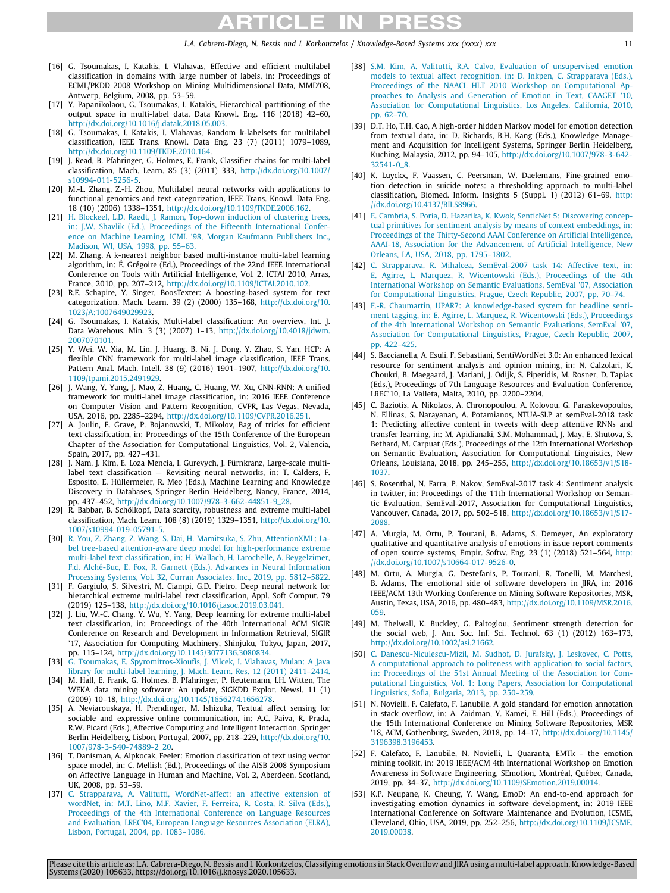[16] G. Tsoumakas, I. Katakis, I. Vlahavas, Effective and efficient multilabel classification in domains with large number of labels, in: Proceedings of ECML/PKDD 2008 Workshop on Mining Multidimensional Data, MMD'08, Antwerp, Belgium, 2008, pp. 53–59.

[17] Y. Papanikolaou, G. Tsoumakas, I. Katakis, Hierarchical partitioning of the output space in multi-label data, Data Knowl. Eng. 116 (2018) 42–60, http://dx.doi.org/10.1016/j.datak.2018.05.003.

[18] G. Tsoumakas, I. Katakis, I. Vlahavas, Random k-labelsets for multilabel classification, IEEE Trans. Knowl. Data Eng. 23 (7) (2011) 1079–1089, http://dx.doi.org/10.1109/TKDE.2010.164.

[19] J. Read, B. Pfahringer, G. Holmes, E. Frank, Classifier chains for multi-label classification, Mach. Learn. 85 (3) (2011) 333, http://dx.doi.org/10.1007/s10994-011-5256-5.

[20] M.-L. Zhang, Z.-H. Zhou, Multilabel neural networks with applications to functional genomics and text categorization, IEEE Trans. Knowl. Data Eng. 18 (10) (2006) 1338–1351, http://dx.doi.org/10.1109/TKDE.2006.162.

[21] H. Blockeel, L.D. Raedt, J. Ramon, Top-down induction of clustering trees, in: J.W. Shavlik (Ed.), Proceedings of the Fifteenth International Conference on Machine Learning, ICML '98, Morgan Kaufmann Publishers Inc., Madison, WI, USA, 1998, pp. 55–63.

[22] M. Zhang, A k-nearest neighbor based multi-instance multi-label learning algorithm, in: É. Grégoire (Ed.), Proceedings of the 22nd IEEE International Conference on Tools with Artificial Intelligence, Vol. 2, ICTAI 2010, Arras, France, 2010, pp. 207–212, http://dx.doi.org/10.1109/ICTAI.2010.102.

[23] R.E. Schapire, Y. Singer, BoosTexter: A boosting-based system for text categorization, Mach. Learn. 39 (2) (2000) 135–168, http://dx.doi.org/10.1023/A:1007649029923.

[24] G. Tsoumakas, I. Katakis, Multi-label classification: An overview, Int. J. Data Warehous. Min. 3 (3) (2007) 1–13, http://dx.doi.org/10.4018/jdwm.2007070101.

[25] Y. Wei, W. Xia, M. Lin, J. Huang, B. Ni, J. Dong, Y. Zhao, S. Yan, HCP: A flexible CNN framework for multi-label image classification, IEEE Trans. Pattern Anal. Mach. Intell. 38 (9) (2016) 1901–1907, http://dx.doi.org/10.1109/tpami.2015.2491929.

[26] J. Wang, Y. Yang, J. Mao, Z. Huang, C. Huang, W. Xu, CNN-RNN: A unified framework for multi-label image classification, in: 2016 IEEE Conference on Computer Vision and Pattern Recognition, CVPR, Las Vegas, Nevada, USA, 2016, pp. 2285–2294, http://dx.doi.org/10.1109/CVPR.2016.251.

[27] A. Joulin, E. Grave, P. Bojanowski, T. Mikolov, Bag of tricks for efficient text classification, in: Proceedings of the 15th Conference of the European Chapter of the Association for Computational Linguistics, Vol. 2, Valencia, Spain, 2017, pp. 427–431.

[28] J. Nam, J. Kim, E. Loza Mencía, I. Gurevych, J. Fürnkranz, Large-scale multi-label text classification — Revisiting neural networks, in: T. Calders, F. Esposito, E. Hüllermeier, R. Meo (Eds.), Machine Learning and Knowledge Discovery in Databases, Springer Berlin Heidelberg, Nancy, France, 2014, pp. 437–452, http://dx.doi.org/10.1007/978-3-662-44851-9_28.

[29] R. Babbar, B. Schölkopf, Data scarcity, robustness and extreme multi-label classification, Mach. Learn. 108 (8) (2019) 1329–1351, http://dx.doi.org/10.1007/s10994-019-05791-5.

[30] R. You, Z. Zhang, Z. Wang, S. Dai, H. Mamitsuka, S. Zhu, AttentionXML: Label tree-based attention-aware deep model for high-performance extreme multi-label text classification, in: H. Wallach, H. Larochelle, A. Beygelzimer, F.d. Alché-Buc, E. Fox, R. Garnett (Eds.), Advances in Neural Information Processing Systems, Vol. 32, Curran Associates, Inc., 2019, pp. 5812–5822.

[31] F. Gargiulo, S. Silvestri, M. Ciampi, G.D. Pietro, Deep neural network for hierarchical extreme multi-label text classification, Appl. Soft Comput. 79 (2019) 125–138, http://dx.doi.org/10.1016/j.asoc.2019.03.041.

[32] J. Liu, W.-C. Chang, Y. Wu, Y. Yang, Deep learning for extreme multi-label text classification, in: Proceedings of the 40th International ACM SIGIR Conference on Research and Development in Information Retrieval, SIGIR '17, Association for Computing Machinery, Shinjuku, Tokyo, Japan, 2017, pp. 115–124, http://dx.doi.org/10.1145/3077136.3080834.

[33] G. Tsoumakas, E. Spyromitros-Xioufis, J. Vilcek, I. Vlahavas, Mulan: A Java library for multi-label learning, J. Mach. Learn. Res. 12 (2011) 2411–2414.

[34] M. Hall, E. Frank, G. Holmes, B. Pfahringer, P. Reutemann, I.H. Witten, The WEKA data mining software: An update, SIGKDD Explor. Newsl. 11 (1) (2009) 10–18, http://dx.doi.org/10.1145/1656274.1656278.

[35] A. Neviarouskaya, H. Prendinger, M. Ishizuka, Textual affect sensing for sociable and expressive online communication, in: A.C. Paiva, R. Prada, R.W. Picard (Eds.), Affective Computing and Intelligent Interaction, Springer Berlin Heidelberg, Lisbon, Portugal, 2007, pp. 218–229, http://dx.doi.org/10.1007/978-3-540-74889-2_20.

[36] T. Danisman, A. Alpkocak, Feeler: Emotion classification of text using vector space model, in: C. Mellish (Ed.), Proceedings of the AISB 2008 Symposium on Affective Language in Human and Machine, Vol. 2, Aberdeen, Scotland, UK, 2008, pp. 53–59.

[37] C. Strapparava, A. Valitutti, WordNet-affect: an affective extension of wordNet, in: M.T. Lino, M.F. Xavier, F. Ferreira, R. Costa, R. Silva (Eds.), Proceedings of the 4th International Conference on Language Resources and Evaluation, LREC'04, European Language Resources Association (ELRA), Lisbon, Portugal, 2004, pp. 1083–1086.

[38] S.M. Kim, A. Valitutti, R.A. Calvo, Evaluation of unsupervised emotion models to textual affect recognition, in: D. Inkpen, C. Strapparava (Eds.), Proceedings of the NAACL HLT 2010 Workshop on Computational Approaches to Analysis and Generation of Emotion in Text, CAAGET '10, Association for Computational Linguistics, Los Angeles, California, 2010, pp. 62–70.

[39] D.T. Ho, T.H. Cao, A high-order hidden Markov model for emotion detection from textual data, in: D. Richards, B.H. Kang (Eds.), Knowledge Management and Acquisition for Intelligent Systems, Springer Berlin Heidelberg, Kuching, Malaysia, 2012, pp. 94–105, http://dx.doi.org/10.1007/978-3-642-32541-0_8.

[40] K. Luyckx, F. Vaassen, C. Peersman, W. Daelemans, Fine-grained emotion detection in suicide notes: a thresholding approach to multi-label classification, Biomed. Inform. Insights 5 (Suppl. 1) (2012) 61–69, http://dx.doi.org/10.4137/BII.S8966.

[41] E. Cambria, S. Poria, D. Hazarika, K. Kwok, SenticNet 5: Discovering conceptual primitives for sentiment analysis by means of context embeddings, in: Proceedings of the Thirty-Second AAAI Conference on Artificial Intelligence, AAAI-18, Association for the Advancement of Artificial Intelligence, New Orleans, LA, USA, 2018, pp. 1795–1802.

[42] C. Strapparava, R. Mihalcea, SemEval-2007 task 14: Affective text, in: E. Agirre, L. Marquez, R. Wicentowski (Eds.), Proceedings of the 4th International Workshop on Semantic Evaluations, SemEval '07, Association for Computational Linguistics, Prague, Czech Republic, 2007, pp. 70–74.

[43] F.-R. Chaumartin, UPAR7: A knowledge-based system for headline sentiment tagging, in: E. Agirre, L. Marquez, R. Wicentowski (Eds.), Proceedings of the 4th International Workshop on Semantic Evaluations, SemEval '07, Association for Computational Linguistics, Prague, Czech Republic, 2007, pp. 422–425.

[44] S. Baccianella, A. Esuli, F. Sebastiani, SentiWordNet 3.0: An enhanced lexical resource for sentiment analysis and opinion mining, in: N. Calzolari, K. Choukri, B. Maegaard, J. Mariani, J. Odijk, S. Piperidis, M. Rosner, D. Tapias (Eds.), Proceedings of 7th Language Resources and Evaluation Conference, LREC'10, La Valleta, Malta, 2010, pp. 2200–2204.

[45] C. Baziotis, A. Nikolaos, A. Chronopoulou, A. Kolovou, G. Paraskevopoulos, N. Ellinas, S. Narayanan, A. Potamianos, NTUA-SLP at semEval-2018 task 1: Predicting affective content in tweets with deep attentive RNNs and transfer learning, in: M. Apidianaki, S.M. Mohammad, J. May, E. Shutova, S. Bethard, M. Carpuat (Eds.), Proceedings of the 12th International Workshop on Semantic Evaluation, Association for Computational Linguistics, New Orleans, Louisiana, 2018, pp. 245–255, http://dx.doi.org/10.18653/v1/S18-1037.

[46] S. Rosenthal, N. Farra, P. Nakov, SemEval-2017 task 4: Sentiment analysis in twitter, in: Proceedings of the 11th International Workshop on Semantic Evaluation, SemEval-2017, Association for Computational Linguistics, Vancouver, Canada, 2017, pp. 502–518, http://dx.doi.org/10.18653/v1/S17-2088.

[47] A. Murgia, M. Ortu, P. Tourani, B. Adams, S. Demeyer, An exploratory qualitative and quantitative analysis of emotions in issue report comments of open source systems, Empir. Softw. Eng. 23 (1) (2018) 521–564, http://dx.doi.org/10.1007/s10664-017-9526-0.

[48] M. Ortu, A. Murgia, G. Destefanis, P. Tourani, R. Tonelli, M. Marchesi, B. Adams, The emotional side of software developers in JIRA, in: 2016 IEEE/ACM 13th Working Conference on Mining Software Repositories, MSR, Austin, Texas, USA, 2016, pp. 480–483, http://dx.doi.org/10.1109/MSR.2016.059.

[49] M. Thelwall, K. Buckley, G. Paltoglou, Sentiment strength detection for the social web, J. Am. Soc. Inf. Sci. Technol. 63 (1) (2012) 163–173, http://dx.doi.org/10.1002/asi.21662.

[50] C. Danescu-Niculescu-Mizil, M. Sudhof, D. Jurafsky, J. Leskovec, C. Potts, A computational approach to politeness with application to social factors, in: Proceedings of the 51st Annual Meeting of the Association for Computational Linguistics, Vol. 1: Long Papers, Association for Computational Linguistics, Sofia, Bulgaria, 2013, pp. 250–259.

[51] N. Novielli, F. Calefato, F. Lanubile, A gold standard for emotion annotation in stack overflow, in: A. Zaidman, Y. Kamei, E. Hill (Eds.), Proceedings of the 15th International Conference on Mining Software Repositories, MSR '18, ACM, Gothenburg, Sweden, 2018, pp. 14–17, http://dx.doi.org/10.1145/3196398.3196453.

[52] F. Calefato, F. Lanubile, N. Novielli, L. Quaranta, EMTk - the emotion mining toolkit, in: 2019 IEEE/ACM 4th International Workshop on Emotion Awareness in Software Engineering, SEmotion, Montréal, Québec, Canada, 2019, pp. 34–37, http://dx.doi.org/10.1109/SEmotion.2019.00014.

[53] K.P. Neupane, K. Cheung, Y. Wang, EmoD: An end-to-end approach for investigating emotion dynamics in software development, in: 2019 IEEE International Conference on Software Maintenance and Evolution, ICSME, Cleveland, Ohio, USA, 2019, pp. 252–256, http://dx.doi.org/10.1109/ICSME.2019.00038.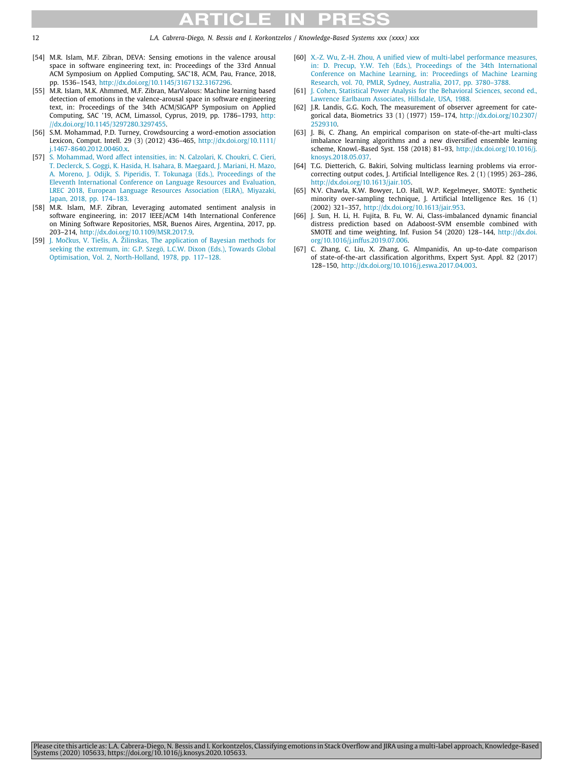[54] M.R. Islam, M.F. Zibran, DEVA: Sensing emotions in the valence arousal space in software engineering text, in: Proceedings of the 33rd Annual ACM Symposium on Applied Computing, SAC'18, ACM, Pau, France, 2018, pp. 1536–1543, http://dx.doi.org/10.1145/3167132.3167296.

[55] M.R. Islam, M.K. Ahmmed, M.F. Zibran, MarValous: Machine learning based detection of emotions in the valence-arousal space in software engineering text, in: Proceedings of the 34th ACM/SIGAPP Symposium on Applied Computing, SAC '19, ACM, Limassol, Cyprus, 2019, pp. 1786–1793, http://dx.doi.org/10.1145/3297280.3297455.

[56] S.M. Mohammad, P.D. Turney, Crowdsourcing a word-emotion association Lexicon, Comput. Intell. 29 (3) (2012) 436–465, http://dx.doi.org/10.1111/j.1467-8640.2012.00460.x.

[57] S. Mohammad, Word affect intensities, in: N. Calzolari, K. Choukri, C. Cieri, T. Declerck, S. Goggi, K. Hasida, H. Isahara, B. Maegaard, J. Mariani, H. Mazo, A. Moreno, J. Odijk, S. Piperidis, T. Tokunaga (Eds.), Proceedings of the Eleventh International Conference on Language Resources and Evaluation, LREC 2018, European Language Resources Association (ELRA), Miyazaki, Japan, 2018, pp. 174–183.

[58] M.R. Islam, M.F. Zibran, Leveraging automated sentiment analysis in software engineering, in: 2017 IEEE/ACM 14th International Conference on Mining Software Repositories, MSR, Buenos Aires, Argentina, 2017, pp. 203–214, http://dx.doi.org/10.1109/MSR.2017.9.

[59] J. Močkus, V. Tiešis, A. Žilinskas, The application of Bayesian methods for seeking the extremum, in: G.P. Szegö, L.C.W. Dixon (Eds.), Towards Global Optimisation, Vol. 2, North-Holland, 1978, pp. 117–128.

[60] X.-Z. Wu, Z.-H. Zhou, A unified view of multi-label performance measures, in: D. Precup, Y.W. Teh (Eds.), Proceedings of the 34th International Conference on Machine Learning, in: Proceedings of Machine Learning Research, vol. 70, PMLR, Sydney, Australia, 2017, pp. 3780–3788.

[61] J. Cohen, Statistical Power Analysis for the Behavioral Sciences, second ed., Lawrence Earlbaum Associates, Hillsdale, USA, 1988.

[62] J.R. Landis, G.G. Koch, The measurement of observer agreement for categorical data, Biometrics 33 (1) (1977) 159–174, http://dx.doi.org/10.2307/2529310.

[63] J. Bi, C. Zhang, An empirical comparison on state-of-the-art multi-class imbalance learning algorithms and a new diversified ensemble learning scheme, Knowl.-Based Syst. 158 (2018) 81–93, http://dx.doi.org/10.1016/j.knosys.2018.05.037.

[64] T.G. Dietterich, G. Bakiri, Solving multiclass learning problems via error-correcting output codes, J. Artificial Intelligence Res. 2 (1) (1995) 263–286, http://dx.doi.org/10.1613/jair.105.

[65] N.V. Chawla, K.W. Bowyer, L.O. Hall, W.P. Kegelmeyer, SMOTE: Synthetic minority over-sampling technique, J. Artificial Intelligence Res. 16 (1) (2002) 321–357, http://dx.doi.org/10.1613/jair.953.

[66] J. Sun, H. Li, H. Fujita, B. Fu, W. Ai, Class-imbalanced dynamic financial distress prediction based on Adaboost-SVM ensemble combined with SMOTE and time weighting, Inf. Fusion 54 (2020) 128–144, http://dx.doi.org/10.1016/j.inffus.2019.07.006.

[67] C. Zhang, C. Liu, X. Zhang, G. Almpanidis, An up-to-date comparison of state-of-the-art classification algorithms, Expert Syst. Appl. 82 (2017) 128–150, http://dx.doi.org/10.1016/j.eswa.2017.04.003.